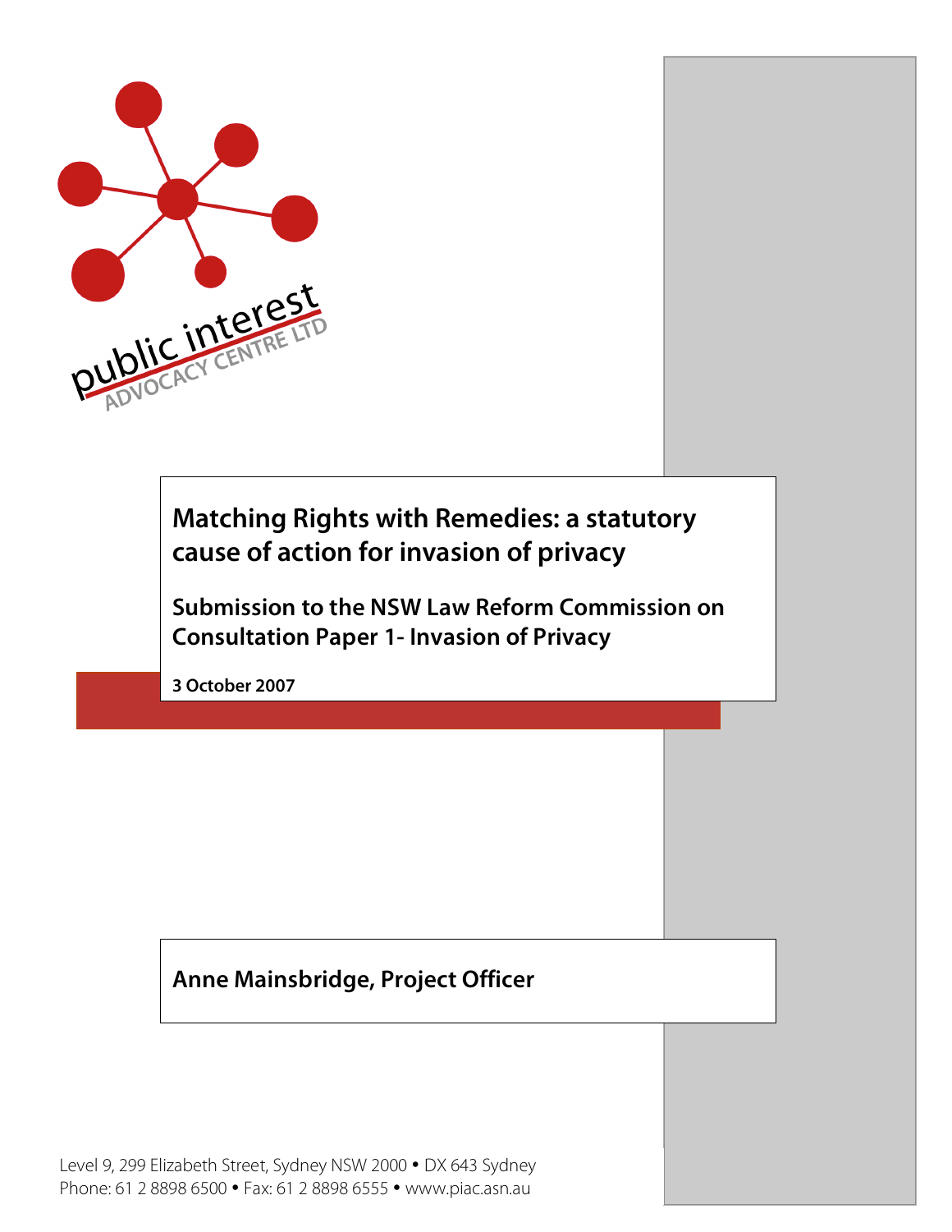public interest
ADVOCACY CENTRE LTD

# Matching Rights with Remedies: a statutory cause of action for invasion of privacy

## Submission to the NSW Law Reform Commission on Consultation Paper 1- Invasion of Privacy

**3 October 2007**

**Anne Mainsbridge, Project Officer**

Level 9, 299 Elizabeth Street, Sydney NSW 2000 • DX 643 Sydney
Phone: 61 2 8898 6500 • Fax: 61 2 8898 6555 • www.piac.asn.au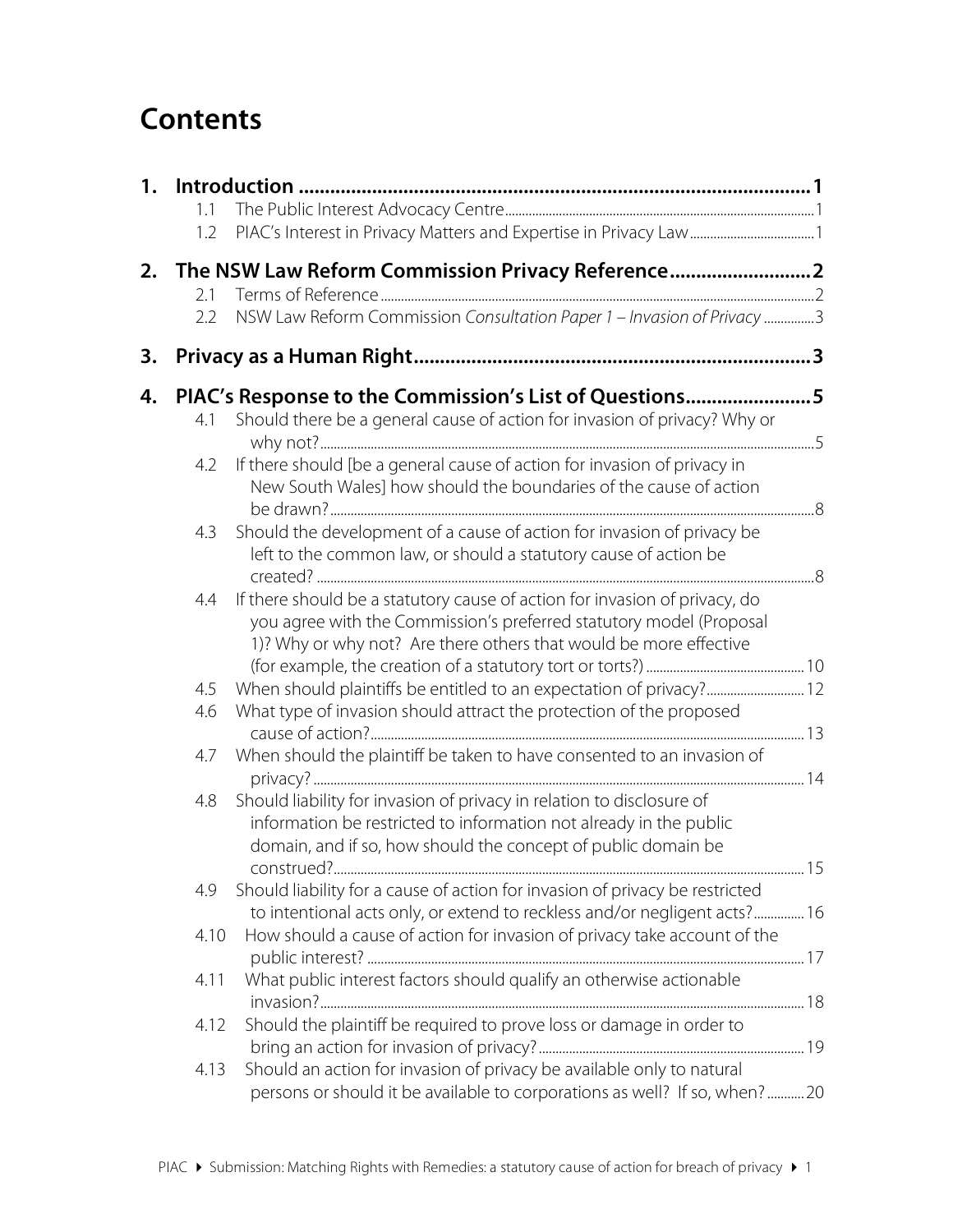# Contents

**1. Introduction ... 1**

- 1.1 The Public Interest Advocacy Centre ... 1
- 1.2 PIAC's Interest in Privacy Matters and Expertise in Privacy Law ... 1

**2. The NSW Law Reform Commission Privacy Reference ... 2**

- 2.1 Terms of Reference ... 2
- 2.2 NSW Law Reform Commission *Consultation Paper 1 – Invasion of Privacy* ... 3

**3. Privacy as a Human Right ... 3**

**4. PIAC's Response to the Commission's List of Questions ... 5**

- 4.1 Should there be a general cause of action for invasion of privacy? Why or why not? ... 5
- 4.2 If there should [be a general cause of action for invasion of privacy in New South Wales] how should the boundaries of the cause of action be drawn? ... 8
- 4.3 Should the development of a cause of action for invasion of privacy be left to the common law, or should a statutory cause of action be created? ... 8
- 4.4 If there should be a statutory cause of action for invasion of privacy, do you agree with the Commission's preferred statutory model (Proposal 1)? Why or why not? Are there others that would be more effective (for example, the creation of a statutory tort or torts?) ... 10
- 4.5 When should plaintiffs be entitled to an expectation of privacy? ... 12
- 4.6 What type of invasion should attract the protection of the proposed cause of action? ... 13
- 4.7 When should the plaintiff be taken to have consented to an invasion of privacy? ... 14
- 4.8 Should liability for invasion of privacy in relation to disclosure of information be restricted to information not already in the public domain, and if so, how should the concept of public domain be construed? ... 15
- 4.9 Should liability for a cause of action for invasion of privacy be restricted to intentional acts only, or extend to reckless and/or negligent acts? ... 16
- 4.10 How should a cause of action for invasion of privacy take account of the public interest? ... 17
- 4.11 What public interest factors should qualify an otherwise actionable invasion? ... 18
- 4.12 Should the plaintiff be required to prove loss or damage in order to bring an action for invasion of privacy? ... 19
- 4.13 Should an action for invasion of privacy be available only to natural persons or should it be available to corporations as well? If so, when? ... 20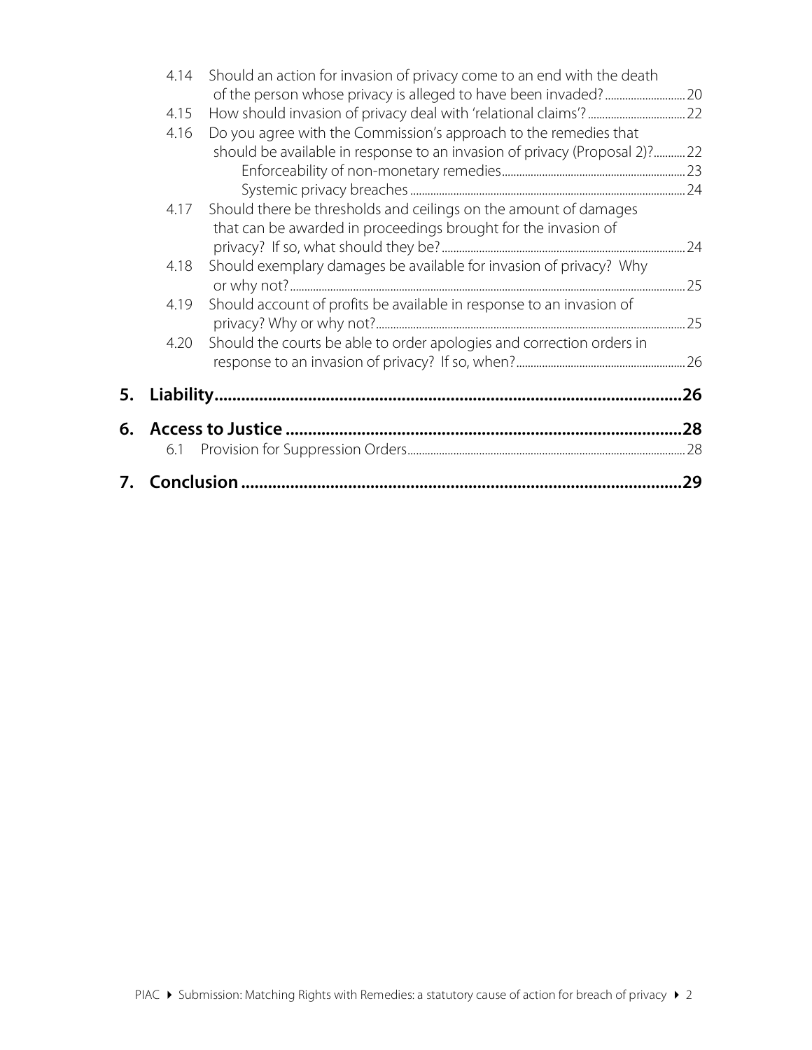4.14 Should an action for invasion of privacy come to an end with the death of the person whose privacy is alleged to have been invaded? ... 20

4.15 How should invasion of privacy deal with 'relational claims'? ... 22

4.16 Do you agree with the Commission's approach to the remedies that should be available in response to an invasion of privacy (Proposal 2)? ... 22

- Enforceability of non-monetary remedies ... 23
- Systemic privacy breaches ... 24

4.17 Should there be thresholds and ceilings on the amount of damages that can be awarded in proceedings brought for the invasion of privacy? If so, what should they be? ... 24

4.18 Should exemplary damages be available for invasion of privacy? Why or why not? ... 25

4.19 Should account of profits be available in response to an invasion of privacy? Why or why not? ... 25

4.20 Should the courts be able to order apologies and correction orders in response to an invasion of privacy? If so, when? ... 26

**5. Liability ... 26**

**6. Access to Justice ... 28**

6.1 Provision for Suppression Orders ... 28

**7. Conclusion ... 29**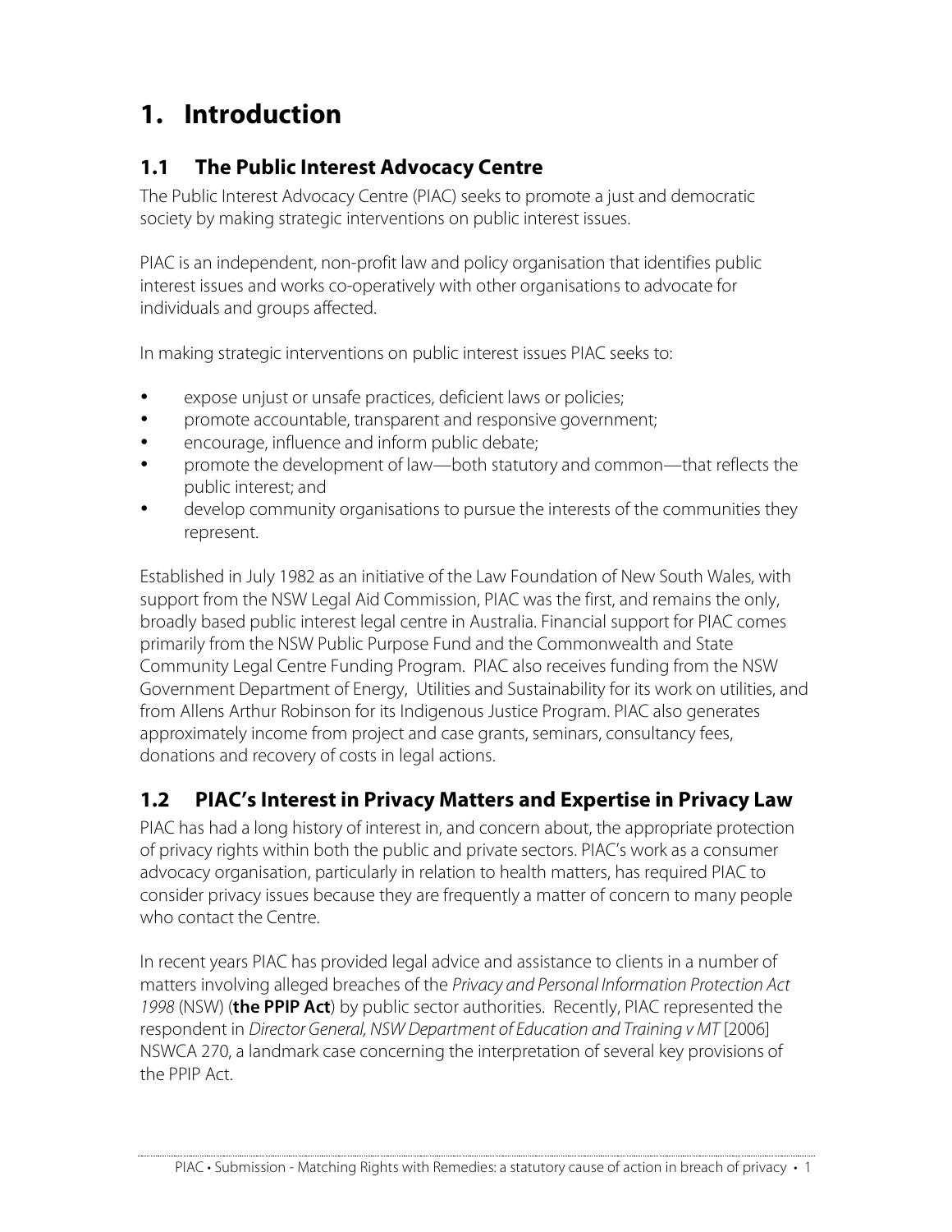# 1. Introduction

## 1.1 The Public Interest Advocacy Centre

The Public Interest Advocacy Centre (PIAC) seeks to promote a just and democratic society by making strategic interventions on public interest issues.

PIAC is an independent, non-profit law and policy organisation that identifies public interest issues and works co-operatively with other organisations to advocate for individuals and groups affected.

In making strategic interventions on public interest issues PIAC seeks to:

- expose unjust or unsafe practices, deficient laws or policies;
- promote accountable, transparent and responsive government;
- encourage, influence and inform public debate;
- promote the development of law—both statutory and common—that reflects the public interest; and
- develop community organisations to pursue the interests of the communities they represent.

Established in July 1982 as an initiative of the Law Foundation of New South Wales, with support from the NSW Legal Aid Commission, PIAC was the first, and remains the only, broadly based public interest legal centre in Australia. Financial support for PIAC comes primarily from the NSW Public Purpose Fund and the Commonwealth and State Community Legal Centre Funding Program. PIAC also receives funding from the NSW Government Department of Energy, Utilities and Sustainability for its work on utilities, and from Allens Arthur Robinson for its Indigenous Justice Program. PIAC also generates approximately income from project and case grants, seminars, consultancy fees, donations and recovery of costs in legal actions.

## 1.2 PIAC's Interest in Privacy Matters and Expertise in Privacy Law

PIAC has had a long history of interest in, and concern about, the appropriate protection of privacy rights within both the public and private sectors. PIAC's work as a consumer advocacy organisation, particularly in relation to health matters, has required PIAC to consider privacy issues because they are frequently a matter of concern to many people who contact the Centre.

In recent years PIAC has provided legal advice and assistance to clients in a number of matters involving alleged breaches of the *Privacy and Personal Information Protection Act 1998* (NSW) (**the PPIP Act**) by public sector authorities. Recently, PIAC represented the respondent in *Director General, NSW Department of Education and Training v MT* [2006] NSWCA 270, a landmark case concerning the interpretation of several key provisions of the PPIP Act.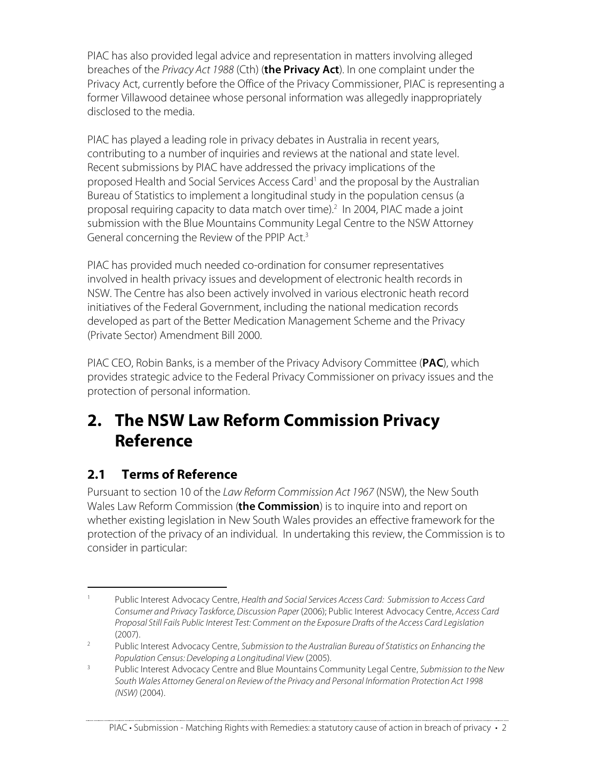PIAC has also provided legal advice and representation in matters involving alleged breaches of the *Privacy Act 1988* (Cth) (**the Privacy Act**). In one complaint under the Privacy Act, currently before the Office of the Privacy Commissioner, PIAC is representing a former Villawood detainee whose personal information was allegedly inappropriately disclosed to the media.

PIAC has played a leading role in privacy debates in Australia in recent years, contributing to a number of inquiries and reviews at the national and state level. Recent submissions by PIAC have addressed the privacy implications of the proposed Health and Social Services Access Card[1] and the proposal by the Australian Bureau of Statistics to implement a longitudinal study in the population census (a proposal requiring capacity to data match over time).[2] In 2004, PIAC made a joint submission with the Blue Mountains Community Legal Centre to the NSW Attorney General concerning the Review of the PPIP Act.[3]

PIAC has provided much needed co-ordination for consumer representatives involved in health privacy issues and development of electronic health records in NSW. The Centre has also been actively involved in various electronic heath record initiatives of the Federal Government, including the national medication records developed as part of the Better Medication Management Scheme and the Privacy (Private Sector) Amendment Bill 2000.

PIAC CEO, Robin Banks, is a member of the Privacy Advisory Committee (**PAC**), which provides strategic advice to the Federal Privacy Commissioner on privacy issues and the protection of personal information.

# 2. The NSW Law Reform Commission Privacy Reference

## 2.1 Terms of Reference

Pursuant to section 10 of the *Law Reform Commission Act 1967* (NSW), the New South Wales Law Reform Commission (**the Commission**) is to inquire into and report on whether existing legislation in New South Wales provides an effective framework for the protection of the privacy of an individual. In undertaking this review, the Commission is to consider in particular:

---

[1] Public Interest Advocacy Centre, *Health and Social Services Access Card: Submission to Access Card Consumer and Privacy Taskforce, Discussion Paper* (2006); Public Interest Advocacy Centre, *Access Card Proposal Still Fails Public Interest Test: Comment on the Exposure Drafts of the Access Card Legislation* (2007).

[2] Public Interest Advocacy Centre, *Submission to the Australian Bureau of Statistics on Enhancing the Population Census: Developing a Longitudinal View* (2005).

[3] Public Interest Advocacy Centre and Blue Mountains Community Legal Centre, *Submission to the New South Wales Attorney General on Review of the Privacy and Personal Information Protection Act 1998 (NSW)* (2004).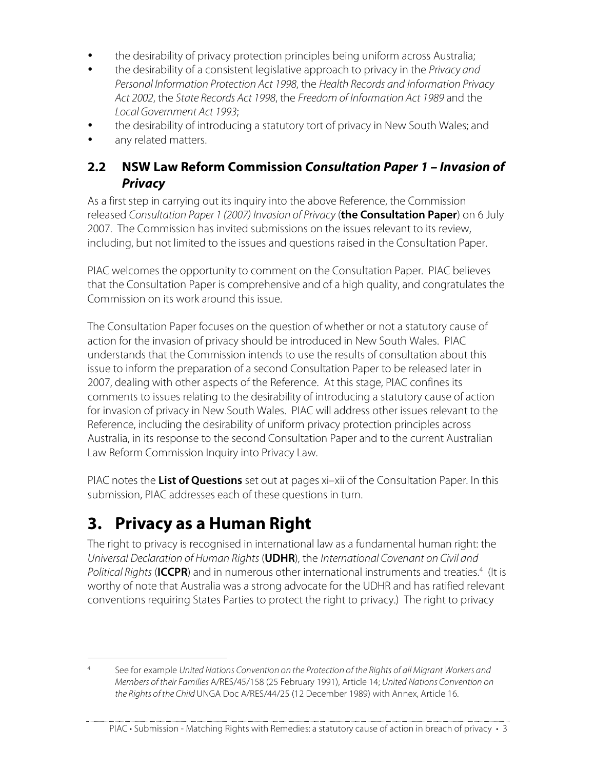- the desirability of privacy protection principles being uniform across Australia;
- the desirability of a consistent legislative approach to privacy in the *Privacy and Personal Information Protection Act 1998*, the *Health Records and Information Privacy Act 2002*, the *State Records Act 1998*, the *Freedom of Information Act 1989* and the *Local Government Act 1993*;
- the desirability of introducing a statutory tort of privacy in New South Wales; and
- any related matters.

## 2.2 NSW Law Reform Commission *Consultation Paper 1 – Invasion of Privacy*

As a first step in carrying out its inquiry into the above Reference, the Commission released *Consultation Paper 1 (2007) Invasion of Privacy* (**the Consultation Paper**) on 6 July 2007. The Commission has invited submissions on the issues relevant to its review, including, but not limited to the issues and questions raised in the Consultation Paper.

PIAC welcomes the opportunity to comment on the Consultation Paper. PIAC believes that the Consultation Paper is comprehensive and of a high quality, and congratulates the Commission on its work around this issue.

The Consultation Paper focuses on the question of whether or not a statutory cause of action for the invasion of privacy should be introduced in New South Wales. PIAC understands that the Commission intends to use the results of consultation about this issue to inform the preparation of a second Consultation Paper to be released later in 2007, dealing with other aspects of the Reference. At this stage, PIAC confines its comments to issues relating to the desirability of introducing a statutory cause of action for invasion of privacy in New South Wales. PIAC will address other issues relevant to the Reference, including the desirability of uniform privacy protection principles across Australia, in its response to the second Consultation Paper and to the current Australian Law Reform Commission Inquiry into Privacy Law.

PIAC notes the **List of Questions** set out at pages xi–xii of the Consultation Paper. In this submission, PIAC addresses each of these questions in turn.

# 3. Privacy as a Human Right

The right to privacy is recognised in international law as a fundamental human right: the *Universal Declaration of Human Rights* (**UDHR**), the *International Covenant on Civil and Political Rights* (**ICCPR**) and in numerous other international instruments and treaties.[4] (It is worthy of note that Australia was a strong advocate for the UDHR and has ratified relevant conventions requiring States Parties to protect the right to privacy.) The right to privacy

[4] See for example *United Nations Convention on the Protection of the Rights of all Migrant Workers and Members of their Families* A/RES/45/158 (25 February 1991), Article 14; *United Nations Convention on the Rights of the Child* UNGA Doc A/RES/44/25 (12 December 1989) with Annex, Article 16.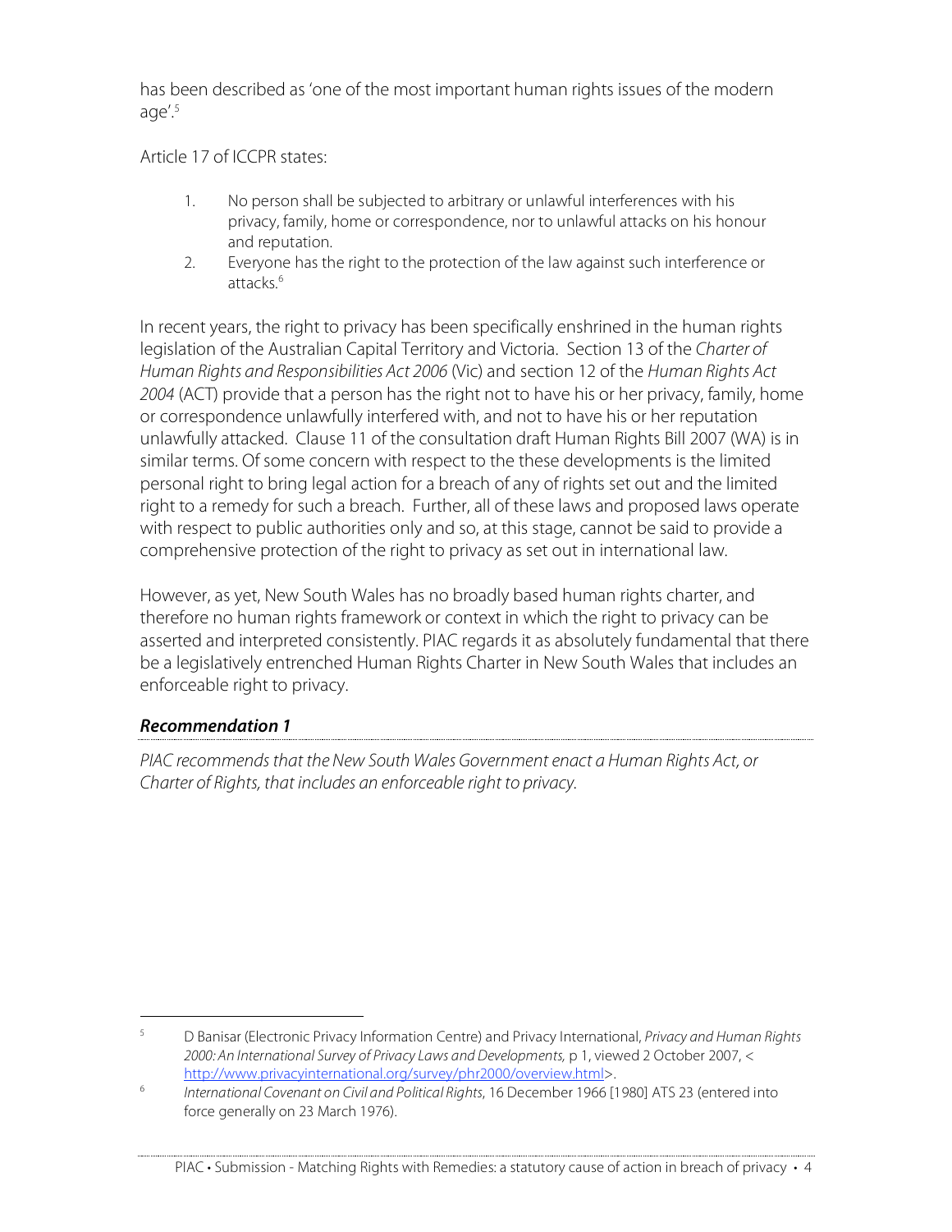has been described as 'one of the most important human rights issues of the modern age'.[5]

Article 17 of ICCPR states:

1. No person shall be subjected to arbitrary or unlawful interferences with his privacy, family, home or correspondence, nor to unlawful attacks on his honour and reputation.
2. Everyone has the right to the protection of the law against such interference or attacks.[6]

In recent years, the right to privacy has been specifically enshrined in the human rights legislation of the Australian Capital Territory and Victoria. Section 13 of the *Charter of Human Rights and Responsibilities Act 2006* (Vic) and section 12 of the *Human Rights Act 2004* (ACT) provide that a person has the right not to have his or her privacy, family, home or correspondence unlawfully interfered with, and not to have his or her reputation unlawfully attacked. Clause 11 of the consultation draft Human Rights Bill 2007 (WA) is in similar terms. Of some concern with respect to the these developments is the limited personal right to bring legal action for a breach of any of rights set out and the limited right to a remedy for such a breach. Further, all of these laws and proposed laws operate with respect to public authorities only and so, at this stage, cannot be said to provide a comprehensive protection of the right to privacy as set out in international law.

However, as yet, New South Wales has no broadly based human rights charter, and therefore no human rights framework or context in which the right to privacy can be asserted and interpreted consistently. PIAC regards it as absolutely fundamental that there be a legislatively entrenched Human Rights Charter in New South Wales that includes an enforceable right to privacy.

### *Recommendation 1*

*PIAC recommends that the New South Wales Government enact a Human Rights Act, or Charter of Rights, that includes an enforceable right to privacy.*

---

[5] D Banisar (Electronic Privacy Information Centre) and Privacy International, *Privacy and Human Rights 2000: An International Survey of Privacy Laws and Developments,* p 1, viewed 2 October 2007, <http://www.privacyinternational.org/survey/phr2000/overview.html>.

[6] *International Covenant on Civil and Political Rights*, 16 December 1966 [1980] ATS 23 (entered into force generally on 23 March 1976).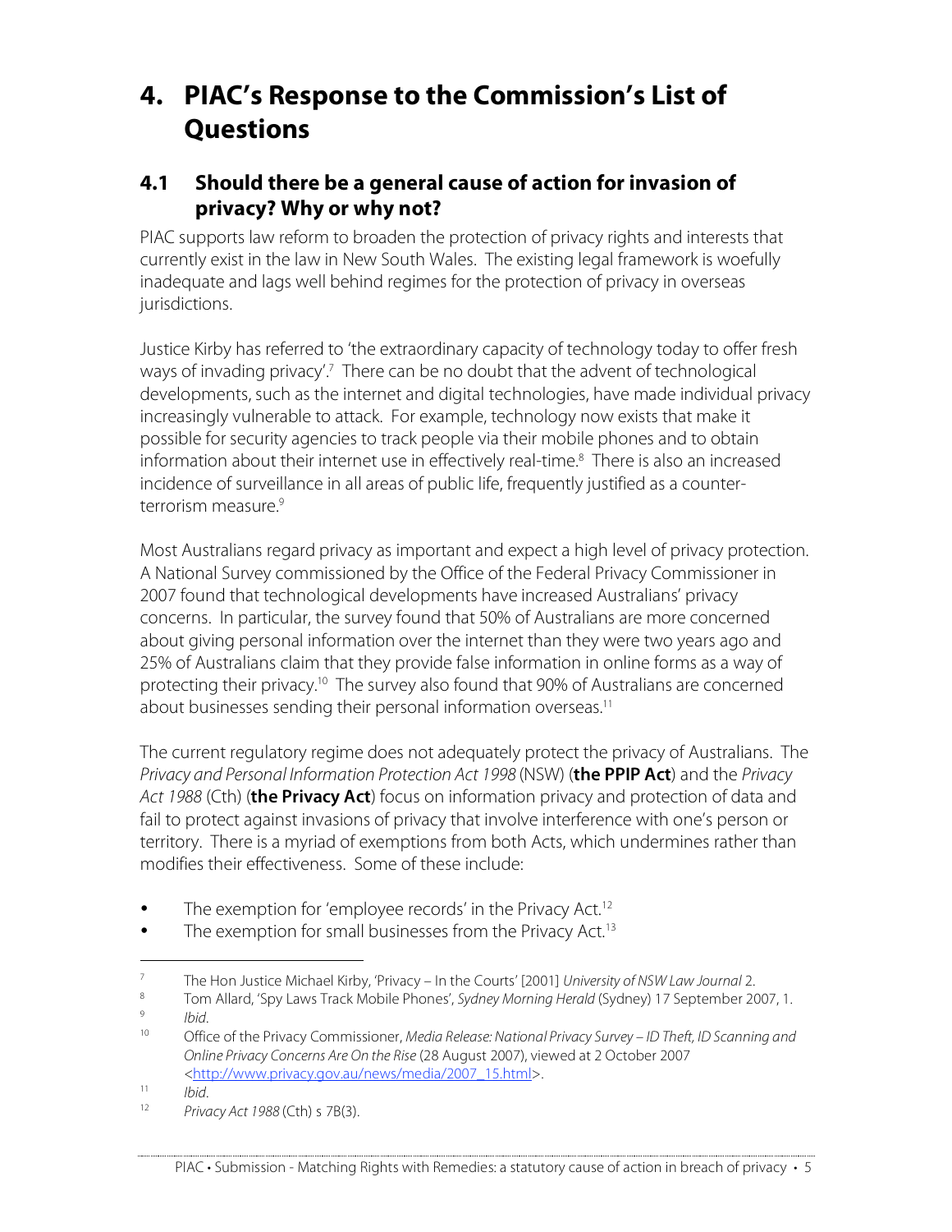# 4. PIAC's Response to the Commission's List of Questions

## 4.1 Should there be a general cause of action for invasion of privacy? Why or why not?

PIAC supports law reform to broaden the protection of privacy rights and interests that currently exist in the law in New South Wales. The existing legal framework is woefully inadequate and lags well behind regimes for the protection of privacy in overseas jurisdictions.

Justice Kirby has referred to 'the extraordinary capacity of technology today to offer fresh ways of invading privacy'.[7] There can be no doubt that the advent of technological developments, such as the internet and digital technologies, have made individual privacy increasingly vulnerable to attack. For example, technology now exists that make it possible for security agencies to track people via their mobile phones and to obtain information about their internet use in effectively real-time.[8] There is also an increased incidence of surveillance in all areas of public life, frequently justified as a counter-terrorism measure.[9]

Most Australians regard privacy as important and expect a high level of privacy protection. A National Survey commissioned by the Office of the Federal Privacy Commissioner in 2007 found that technological developments have increased Australians' privacy concerns. In particular, the survey found that 50% of Australians are more concerned about giving personal information over the internet than they were two years ago and 25% of Australians claim that they provide false information in online forms as a way of protecting their privacy.[10] The survey also found that 90% of Australians are concerned about businesses sending their personal information overseas.[11]

The current regulatory regime does not adequately protect the privacy of Australians. The *Privacy and Personal Information Protection Act 1998* (NSW) (**the PPIP Act**) and the *Privacy Act 1988* (Cth) (**the Privacy Act**) focus on information privacy and protection of data and fail to protect against invasions of privacy that involve interference with one's person or territory. There is a myriad of exemptions from both Acts, which undermines rather than modifies their effectiveness. Some of these include:

- The exemption for 'employee records' in the Privacy Act.[12]
- The exemption for small businesses from the Privacy Act.[13]

---

[7] The Hon Justice Michael Kirby, 'Privacy – In the Courts' [2001] *University of NSW Law Journal* 2.

[8] Tom Allard, 'Spy Laws Track Mobile Phones', *Sydney Morning Herald* (Sydney) 17 September 2007, 1.

[9] *Ibid*.

[10] Office of the Privacy Commissioner, *Media Release: National Privacy Survey – ID Theft, ID Scanning and Online Privacy Concerns Are On the Rise* (28 August 2007), viewed at 2 October 2007 <http://www.privacy.gov.au/news/media/2007_15.html>.

[11] *Ibid*.

[12] *Privacy Act 1988* (Cth) s 7B(3).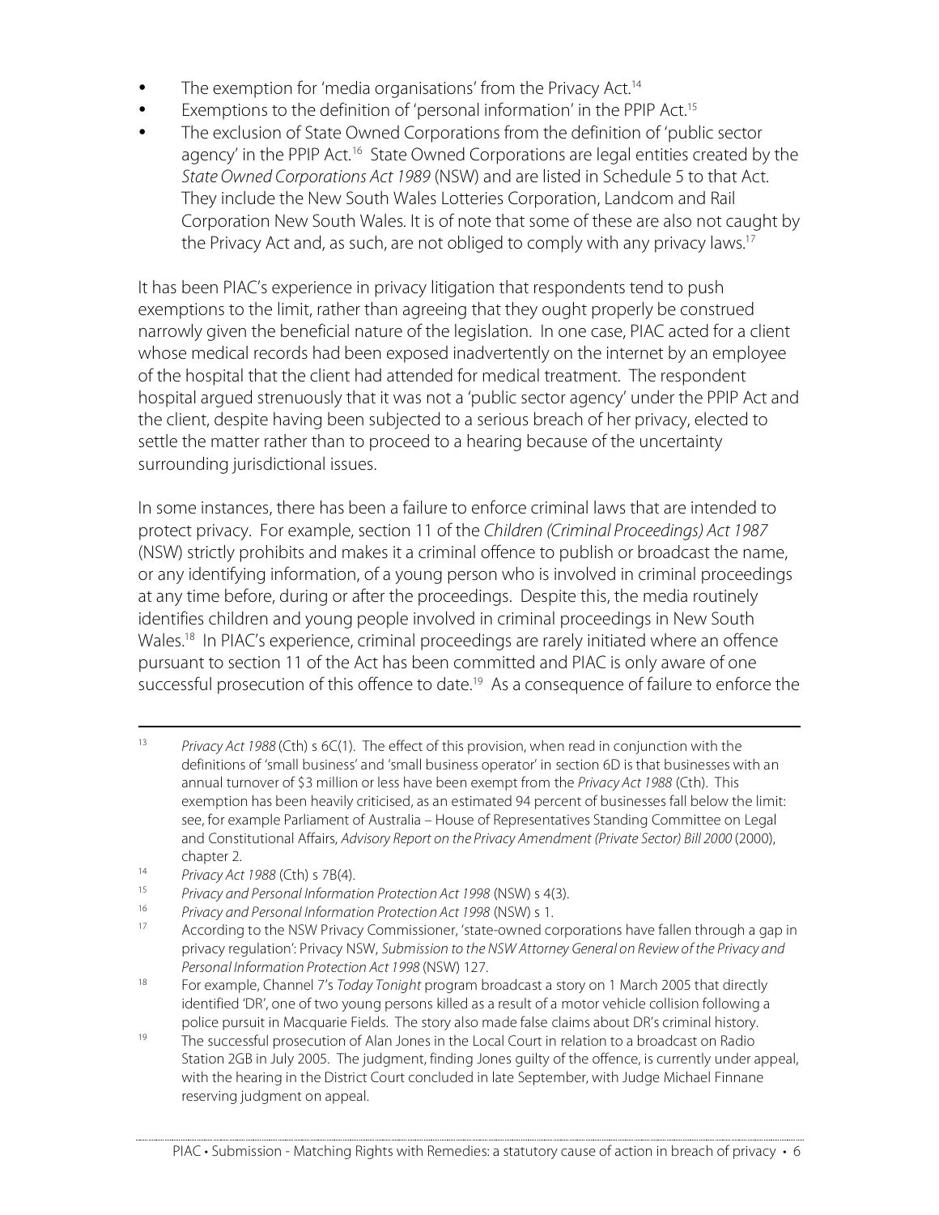- The exemption for 'media organisations' from the Privacy Act.[14]
- Exemptions to the definition of 'personal information' in the PPIP Act.[15]
- The exclusion of State Owned Corporations from the definition of 'public sector agency' in the PPIP Act.[16] State Owned Corporations are legal entities created by the *State Owned Corporations Act 1989* (NSW) and are listed in Schedule 5 to that Act. They include the New South Wales Lotteries Corporation, Landcom and Rail Corporation New South Wales. It is of note that some of these are also not caught by the Privacy Act and, as such, are not obliged to comply with any privacy laws.[17]

It has been PIAC's experience in privacy litigation that respondents tend to push exemptions to the limit, rather than agreeing that they ought properly be construed narrowly given the beneficial nature of the legislation. In one case, PIAC acted for a client whose medical records had been exposed inadvertently on the internet by an employee of the hospital that the client had attended for medical treatment. The respondent hospital argued strenuously that it was not a 'public sector agency' under the PPIP Act and the client, despite having been subjected to a serious breach of her privacy, elected to settle the matter rather than to proceed to a hearing because of the uncertainty surrounding jurisdictional issues.

In some instances, there has been a failure to enforce criminal laws that are intended to protect privacy. For example, section 11 of the *Children (Criminal Proceedings) Act 1987* (NSW) strictly prohibits and makes it a criminal offence to publish or broadcast the name, or any identifying information, of a young person who is involved in criminal proceedings at any time before, during or after the proceedings. Despite this, the media routinely identifies children and young people involved in criminal proceedings in New South Wales.[18] In PIAC's experience, criminal proceedings are rarely initiated where an offence pursuant to section 11 of the Act has been committed and PIAC is only aware of one successful prosecution of this offence to date.[19] As a consequence of failure to enforce the

---

[13] *Privacy Act 1988* (Cth) s 6C(1). The effect of this provision, when read in conjunction with the definitions of 'small business' and 'small business operator' in section 6D is that businesses with an annual turnover of $3 million or less have been exempt from the *Privacy Act 1988* (Cth). This exemption has been heavily criticised, as an estimated 94 percent of businesses fall below the limit: see, for example Parliament of Australia – House of Representatives Standing Committee on Legal and Constitutional Affairs, *Advisory Report on the Privacy Amendment (Private Sector) Bill 2000* (2000), chapter 2.

[14] *Privacy Act 1988* (Cth) s 7B(4).

[15] *Privacy and Personal Information Protection Act 1998* (NSW) s 4(3).

[16] *Privacy and Personal Information Protection Act 1998* (NSW) s 1.

[17] According to the NSW Privacy Commissioner, 'state-owned corporations have fallen through a gap in privacy regulation': Privacy NSW, *Submission to the NSW Attorney General on Review of the Privacy and Personal Information Protection Act 1998* (NSW) 127.

[18] For example, Channel 7's *Today Tonight* program broadcast a story on 1 March 2005 that directly identified 'DR', one of two young persons killed as a result of a motor vehicle collision following a police pursuit in Macquarie Fields. The story also made false claims about DR's criminal history.

[19] The successful prosecution of Alan Jones in the Local Court in relation to a broadcast on Radio Station 2GB in July 2005. The judgment, finding Jones guilty of the offence, is currently under appeal, with the hearing in the District Court concluded in late September, with Judge Michael Finnane reserving judgment on appeal.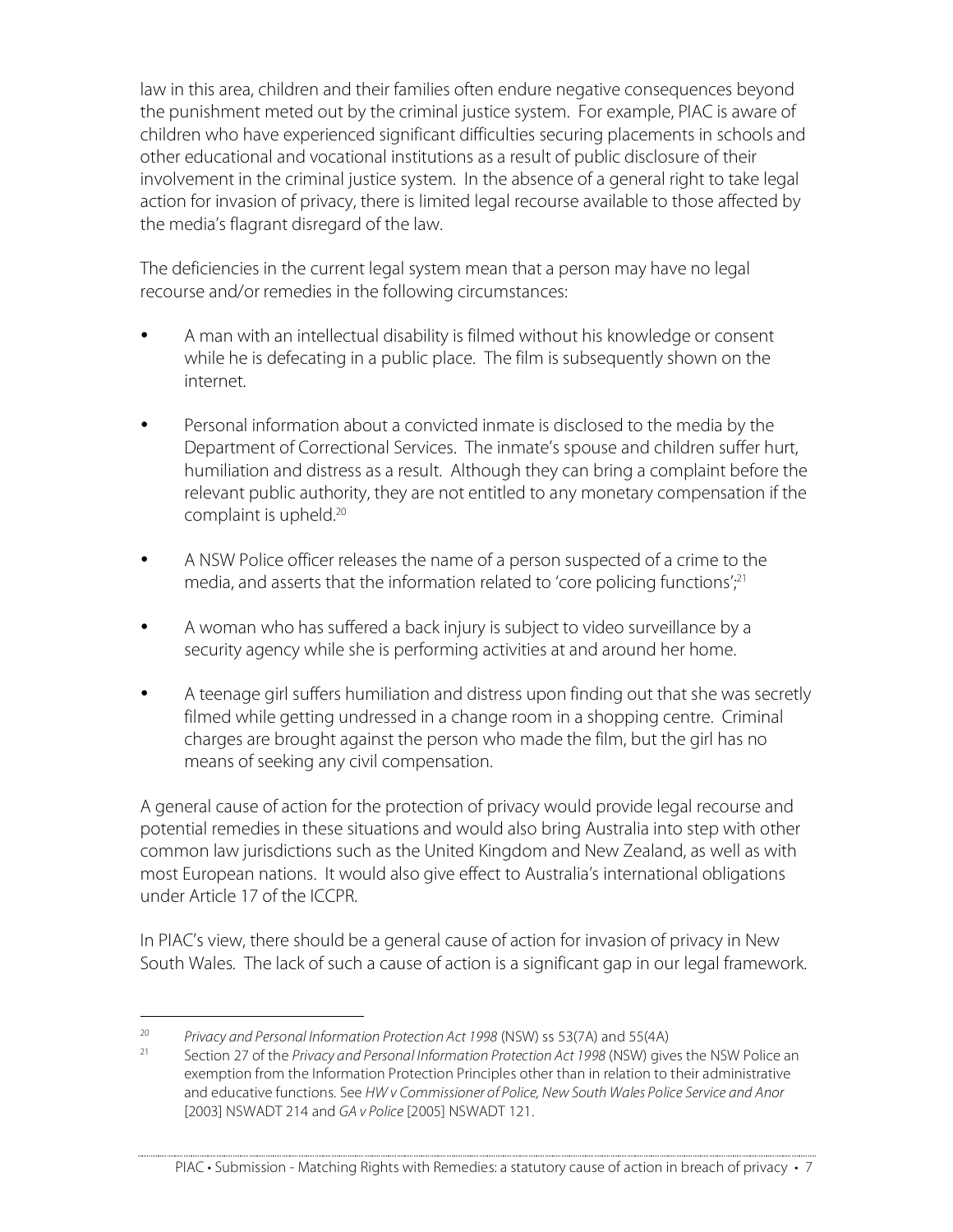law in this area, children and their families often endure negative consequences beyond the punishment meted out by the criminal justice system. For example, PIAC is aware of children who have experienced significant difficulties securing placements in schools and other educational and vocational institutions as a result of public disclosure of their involvement in the criminal justice system. In the absence of a general right to take legal action for invasion of privacy, there is limited legal recourse available to those affected by the media's flagrant disregard of the law.

The deficiencies in the current legal system mean that a person may have no legal recourse and/or remedies in the following circumstances:

- A man with an intellectual disability is filmed without his knowledge or consent while he is defecating in a public place. The film is subsequently shown on the internet.
- Personal information about a convicted inmate is disclosed to the media by the Department of Correctional Services. The inmate's spouse and children suffer hurt, humiliation and distress as a result. Although they can bring a complaint before the relevant public authority, they are not entitled to any monetary compensation if the complaint is upheld.[20]
- A NSW Police officer releases the name of a person suspected of a crime to the media, and asserts that the information related to 'core policing functions';[21]
- A woman who has suffered a back injury is subject to video surveillance by a security agency while she is performing activities at and around her home.
- A teenage girl suffers humiliation and distress upon finding out that she was secretly filmed while getting undressed in a change room in a shopping centre. Criminal charges are brought against the person who made the film, but the girl has no means of seeking any civil compensation.

A general cause of action for the protection of privacy would provide legal recourse and potential remedies in these situations and would also bring Australia into step with other common law jurisdictions such as the United Kingdom and New Zealand, as well as with most European nations. It would also give effect to Australia's international obligations under Article 17 of the ICCPR.

In PIAC's view, there should be a general cause of action for invasion of privacy in New South Wales. The lack of such a cause of action is a significant gap in our legal framework.

---

[20] *Privacy and Personal Information Protection Act 1998* (NSW) ss 53(7A) and 55(4A)

[21] Section 27 of the *Privacy and Personal Information Protection Act 1998* (NSW) gives the NSW Police an exemption from the Information Protection Principles other than in relation to their administrative and educative functions. See *HW v Commissioner of Police, New South Wales Police Service and Anor* [2003] NSWADT 214 and *GA v Police* [2005] NSWADT 121.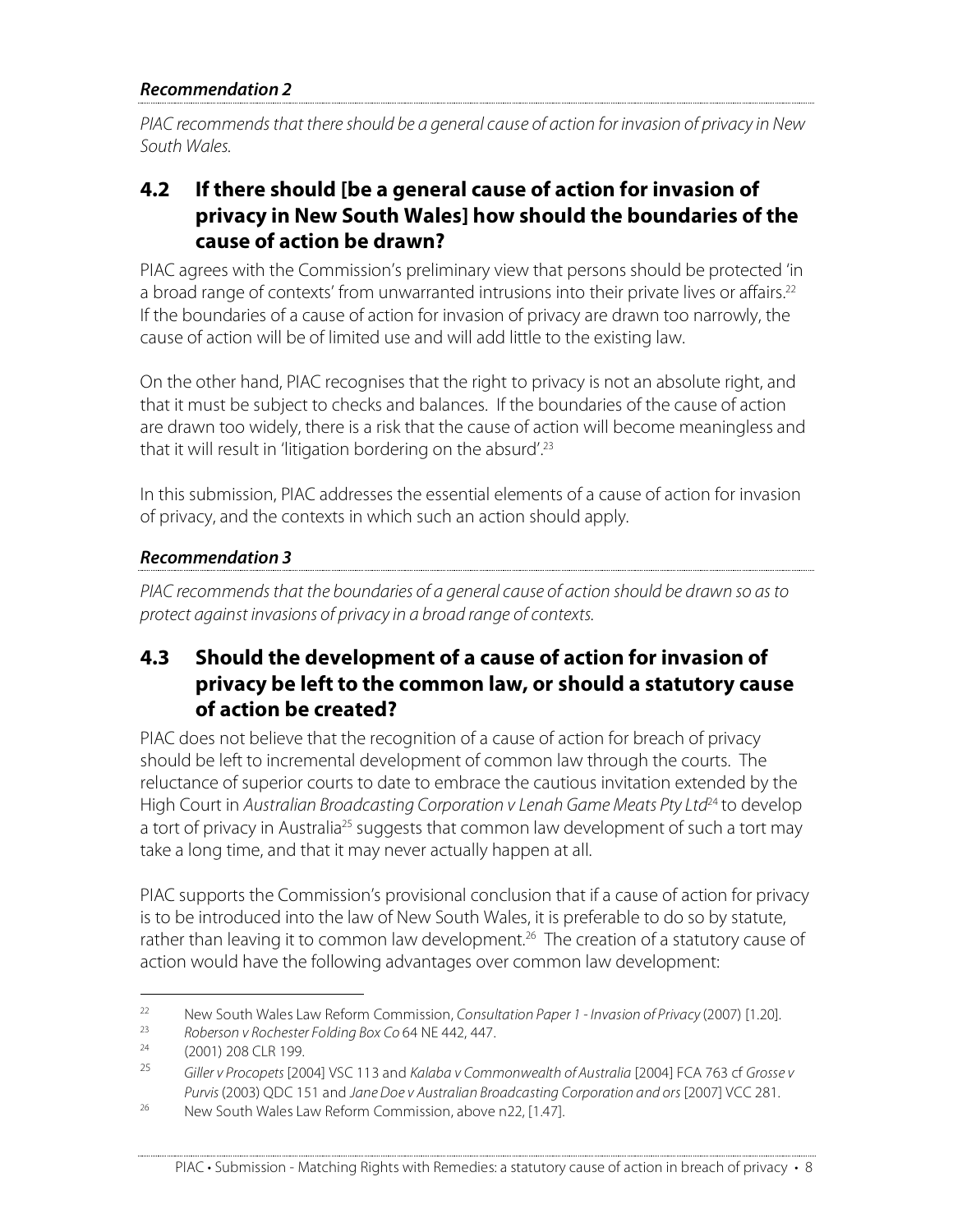***Recommendation 2***

*PIAC recommends that there should be a general cause of action for invasion of privacy in New South Wales.*

## 4.2 If there should [be a general cause of action for invasion of privacy in New South Wales] how should the boundaries of the cause of action be drawn?

PIAC agrees with the Commission's preliminary view that persons should be protected 'in a broad range of contexts' from unwarranted intrusions into their private lives or affairs.[22] If the boundaries of a cause of action for invasion of privacy are drawn too narrowly, the cause of action will be of limited use and will add little to the existing law.

On the other hand, PIAC recognises that the right to privacy is not an absolute right, and that it must be subject to checks and balances. If the boundaries of the cause of action are drawn too widely, there is a risk that the cause of action will become meaningless and that it will result in 'litigation bordering on the absurd'.[23]

In this submission, PIAC addresses the essential elements of a cause of action for invasion of privacy, and the contexts in which such an action should apply.

***Recommendation 3***

*PIAC recommends that the boundaries of a general cause of action should be drawn so as to protect against invasions of privacy in a broad range of contexts.*

## 4.3 Should the development of a cause of action for invasion of privacy be left to the common law, or should a statutory cause of action be created?

PIAC does not believe that the recognition of a cause of action for breach of privacy should be left to incremental development of common law through the courts. The reluctance of superior courts to date to embrace the cautious invitation extended by the High Court in *Australian Broadcasting Corporation v Lenah Game Meats Pty Ltd*[24] to develop a tort of privacy in Australia[25] suggests that common law development of such a tort may take a long time, and that it may never actually happen at all.

PIAC supports the Commission's provisional conclusion that if a cause of action for privacy is to be introduced into the law of New South Wales, it is preferable to do so by statute, rather than leaving it to common law development.[26] The creation of a statutory cause of action would have the following advantages over common law development:

---

[22] New South Wales Law Reform Commission, *Consultation Paper 1 - Invasion of Privacy* (2007) [1.20].

[23] *Roberson v Rochester Folding Box Co* 64 NE 442, 447.

[24] (2001) 208 CLR 199.

[25] *Giller v Procopets* [2004] VSC 113 and *Kalaba v Commonwealth of Australia* [2004] FCA 763 cf *Grosse v Purvis* (2003) QDC 151 and *Jane Doe v Australian Broadcasting Corporation and ors* [2007] VCC 281.

[26] New South Wales Law Reform Commission, above n22, [1.47].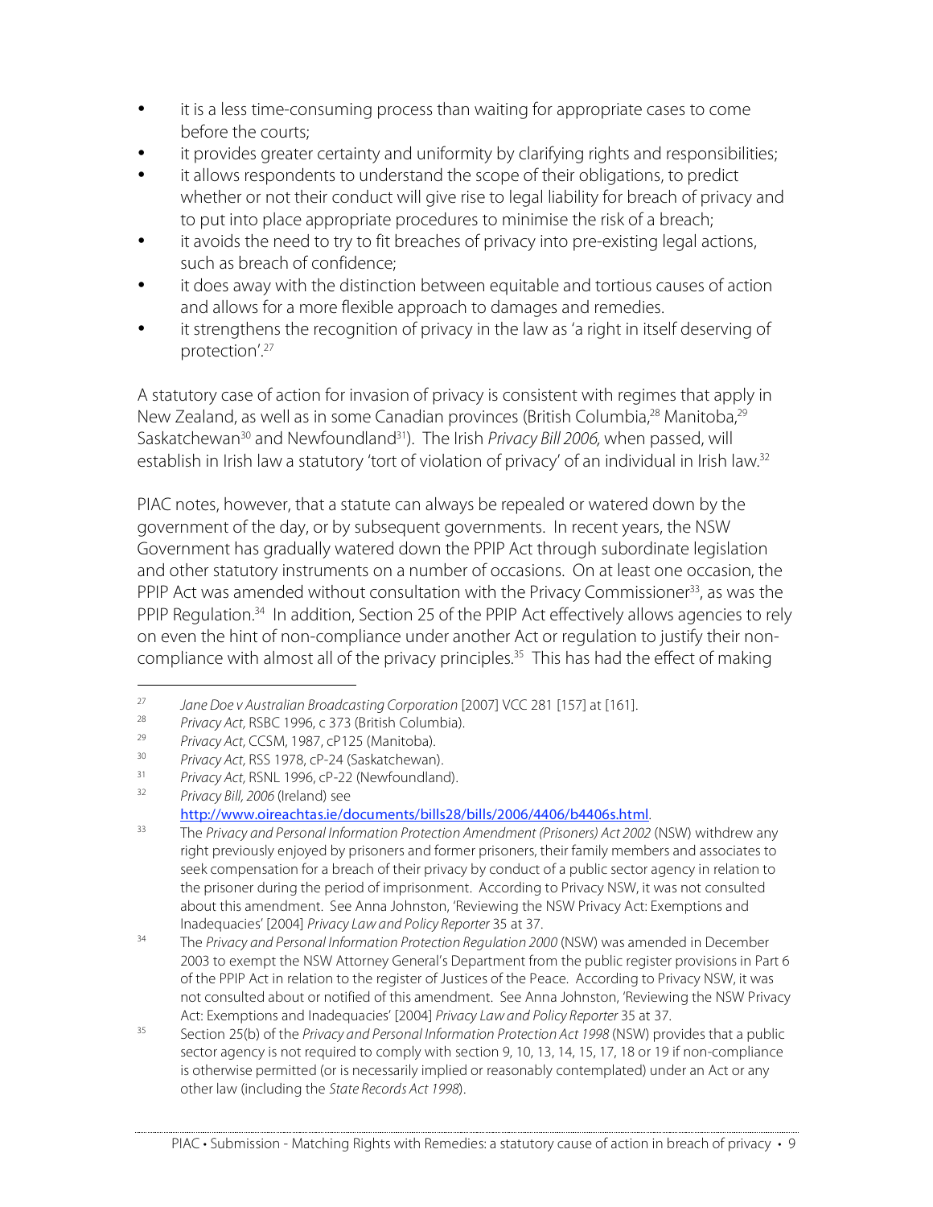- it is a less time-consuming process than waiting for appropriate cases to come before the courts;
- it provides greater certainty and uniformity by clarifying rights and responsibilities;
- it allows respondents to understand the scope of their obligations, to predict whether or not their conduct will give rise to legal liability for breach of privacy and to put into place appropriate procedures to minimise the risk of a breach;
- it avoids the need to try to fit breaches of privacy into pre-existing legal actions, such as breach of confidence;
- it does away with the distinction between equitable and tortious causes of action and allows for a more flexible approach to damages and remedies.
- it strengthens the recognition of privacy in the law as 'a right in itself deserving of protection'.[27]

A statutory case of action for invasion of privacy is consistent with regimes that apply in New Zealand, as well as in some Canadian provinces (British Columbia,[28] Manitoba,[29] Saskatchewan[30] and Newfoundland[31]). The Irish *Privacy Bill 2006,* when passed, will establish in Irish law a statutory 'tort of violation of privacy' of an individual in Irish law.[32]

PIAC notes, however, that a statute can always be repealed or watered down by the government of the day, or by subsequent governments. In recent years, the NSW Government has gradually watered down the PPIP Act through subordinate legislation and other statutory instruments on a number of occasions. On at least one occasion, the PPIP Act was amended without consultation with the Privacy Commissioner[33], as was the PPIP Regulation.[34] In addition, Section 25 of the PPIP Act effectively allows agencies to rely on even the hint of non-compliance under another Act or regulation to justify their non-compliance with almost all of the privacy principles.[35] This has had the effect of making

---

[27] *Jane Doe v Australian Broadcasting Corporation* [2007] VCC 281 [157] at [161].

[28] *Privacy Act*, RSBC 1996, c 373 (British Columbia).

[29] *Privacy Act*, CCSM, 1987, cP125 (Manitoba).

[30] *Privacy Act*, RSS 1978, cP-24 (Saskatchewan).

[31] *Privacy Act*, RSNL 1996, cP-22 (Newfoundland).

[32] *Privacy Bill, 2006* (Ireland) see http://www.oireachtas.ie/documents/bills28/bills/2006/4406/b4406s.html.

[33] The *Privacy and Personal Information Protection Amendment (Prisoners) Act 2002* (NSW) withdrew any right previously enjoyed by prisoners and former prisoners, their family members and associates to seek compensation for a breach of their privacy by conduct of a public sector agency in relation to the prisoner during the period of imprisonment. According to Privacy NSW, it was not consulted about this amendment. See Anna Johnston, 'Reviewing the NSW Privacy Act: Exemptions and Inadequacies' [2004] *Privacy Law and Policy Reporter* 35 at 37.

[34] The *Privacy and Personal Information Protection Regulation 2000* (NSW) was amended in December 2003 to exempt the NSW Attorney General's Department from the public register provisions in Part 6 of the PPIP Act in relation to the register of Justices of the Peace. According to Privacy NSW, it was not consulted about or notified of this amendment. See Anna Johnston, 'Reviewing the NSW Privacy Act: Exemptions and Inadequacies' [2004] *Privacy Law and Policy Reporter* 35 at 37.

[35] Section 25(b) of the *Privacy and Personal Information Protection Act 1998* (NSW) provides that a public sector agency is not required to comply with section 9, 10, 13, 14, 15, 17, 18 or 19 if non-compliance is otherwise permitted (or is necessarily implied or reasonably contemplated) under an Act or any other law (including the *State Records Act 1998*).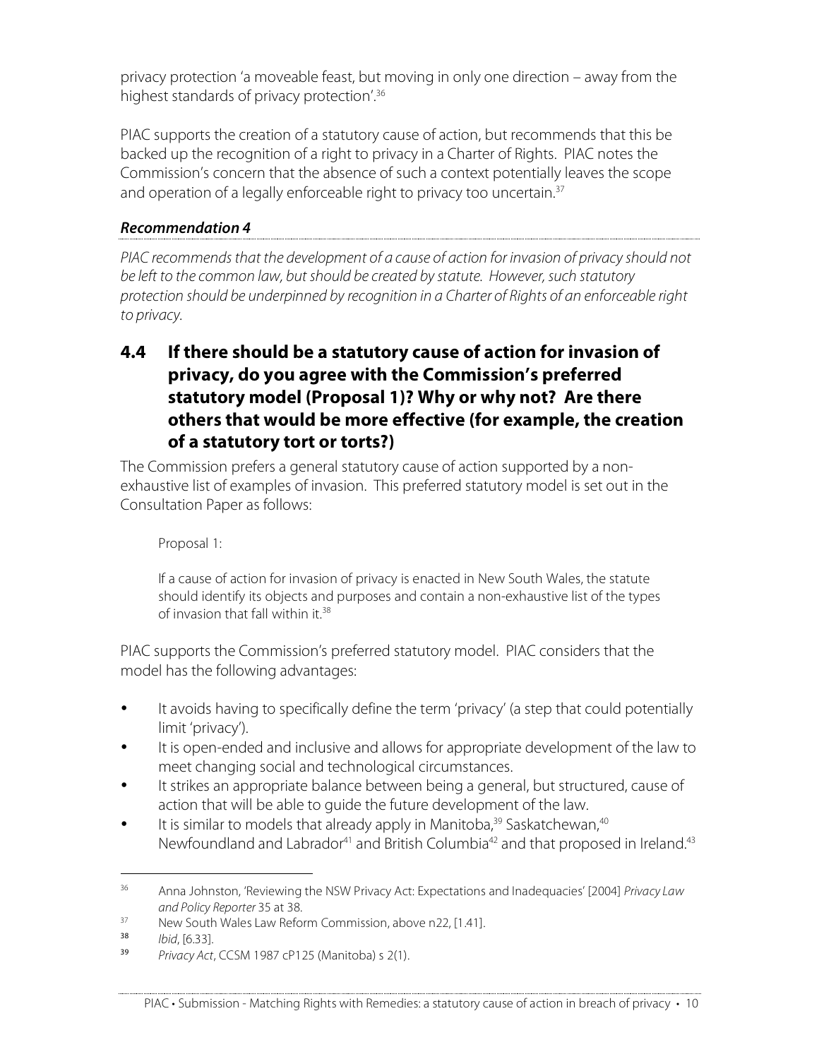privacy protection 'a moveable feast, but moving in only one direction – away from the highest standards of privacy protection'.[36]

PIAC supports the creation of a statutory cause of action, but recommends that this be backed up the recognition of a right to privacy in a Charter of Rights. PIAC notes the Commission's concern that the absence of such a context potentially leaves the scope and operation of a legally enforceable right to privacy too uncertain.[37]

***Recommendation 4***

*PIAC recommends that the development of a cause of action for invasion of privacy should not be left to the common law, but should be created by statute. However, such statutory protection should be underpinned by recognition in a Charter of Rights of an enforceable right to privacy.*

## 4.4 If there should be a statutory cause of action for invasion of privacy, do you agree with the Commission's preferred statutory model (Proposal 1)? Why or why not? Are there others that would be more effective (for example, the creation of a statutory tort or torts?)

The Commission prefers a general statutory cause of action supported by a non-exhaustive list of examples of invasion. This preferred statutory model is set out in the Consultation Paper as follows:

> Proposal 1:
>
> If a cause of action for invasion of privacy is enacted in New South Wales, the statute should identify its objects and purposes and contain a non-exhaustive list of the types of invasion that fall within it.[38]

PIAC supports the Commission's preferred statutory model. PIAC considers that the model has the following advantages:

- It avoids having to specifically define the term 'privacy' (a step that could potentially limit 'privacy').
- It is open-ended and inclusive and allows for appropriate development of the law to meet changing social and technological circumstances.
- It strikes an appropriate balance between being a general, but structured, cause of action that will be able to guide the future development of the law.
- It is similar to models that already apply in Manitoba,[39] Saskatchewan,[40] Newfoundland and Labrador[41] and British Columbia[42] and that proposed in Ireland.[43]

---

[36] Anna Johnston, 'Reviewing the NSW Privacy Act: Expectations and Inadequacies' [2004] *Privacy Law and Policy Reporter* 35 at 38.

[37] New South Wales Law Reform Commission, above n22, [1.41].

[38] *Ibid*, [6.33].

[39] *Privacy Act*, CCSM 1987 cP125 (Manitoba) s 2(1).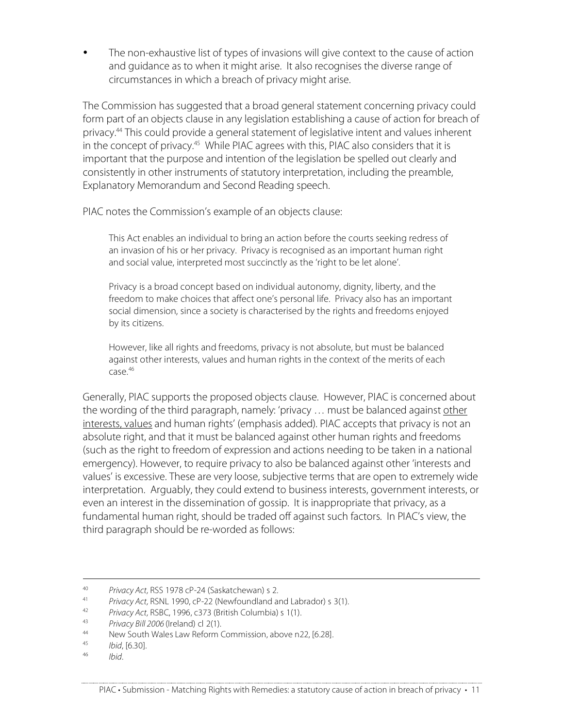- The non-exhaustive list of types of invasions will give context to the cause of action and guidance as to when it might arise. It also recognises the diverse range of circumstances in which a breach of privacy might arise.

The Commission has suggested that a broad general statement concerning privacy could form part of an objects clause in any legislation establishing a cause of action for breach of privacy.[44] This could provide a general statement of legislative intent and values inherent in the concept of privacy.[45] While PIAC agrees with this, PIAC also considers that it is important that the purpose and intention of the legislation be spelled out clearly and consistently in other instruments of statutory interpretation, including the preamble, Explanatory Memorandum and Second Reading speech.

PIAC notes the Commission's example of an objects clause:

> This Act enables an individual to bring an action before the courts seeking redress of an invasion of his or her privacy. Privacy is recognised as an important human right and social value, interpreted most succinctly as the 'right to be let alone'.
>
> Privacy is a broad concept based on individual autonomy, dignity, liberty, and the freedom to make choices that affect one's personal life. Privacy also has an important social dimension, since a society is characterised by the rights and freedoms enjoyed by its citizens.
>
> However, like all rights and freedoms, privacy is not absolute, but must be balanced against other interests, values and human rights in the context of the merits of each case.[46]

Generally, PIAC supports the proposed objects clause. However, PIAC is concerned about the wording of the third paragraph, namely: 'privacy … must be balanced against <u>other interests, values</u> and human rights' (emphasis added). PIAC accepts that privacy is not an absolute right, and that it must be balanced against other human rights and freedoms (such as the right to freedom of expression and actions needing to be taken in a national emergency). However, to require privacy to also be balanced against other 'interests and values' is excessive. These are very loose, subjective terms that are open to extremely wide interpretation. Arguably, they could extend to business interests, government interests, or even an interest in the dissemination of gossip. It is inappropriate that privacy, as a fundamental human right, should be traded off against such factors. In PIAC's view, the third paragraph should be re-worded as follows:

---

40 *Privacy Act*, RSS 1978 cP-24 (Saskatchewan) s 2.

41 *Privacy Act*, RSNL 1990, cP-22 (Newfoundland and Labrador) s 3(1).

42 *Privacy Act*, RSBC, 1996, c373 (British Columbia) s 1(1).

43 *Privacy Bill 2006* (Ireland) cl 2(1).

44 New South Wales Law Reform Commission, above n22, [6.28].

45 *Ibid*, [6.30].

46 *Ibid*.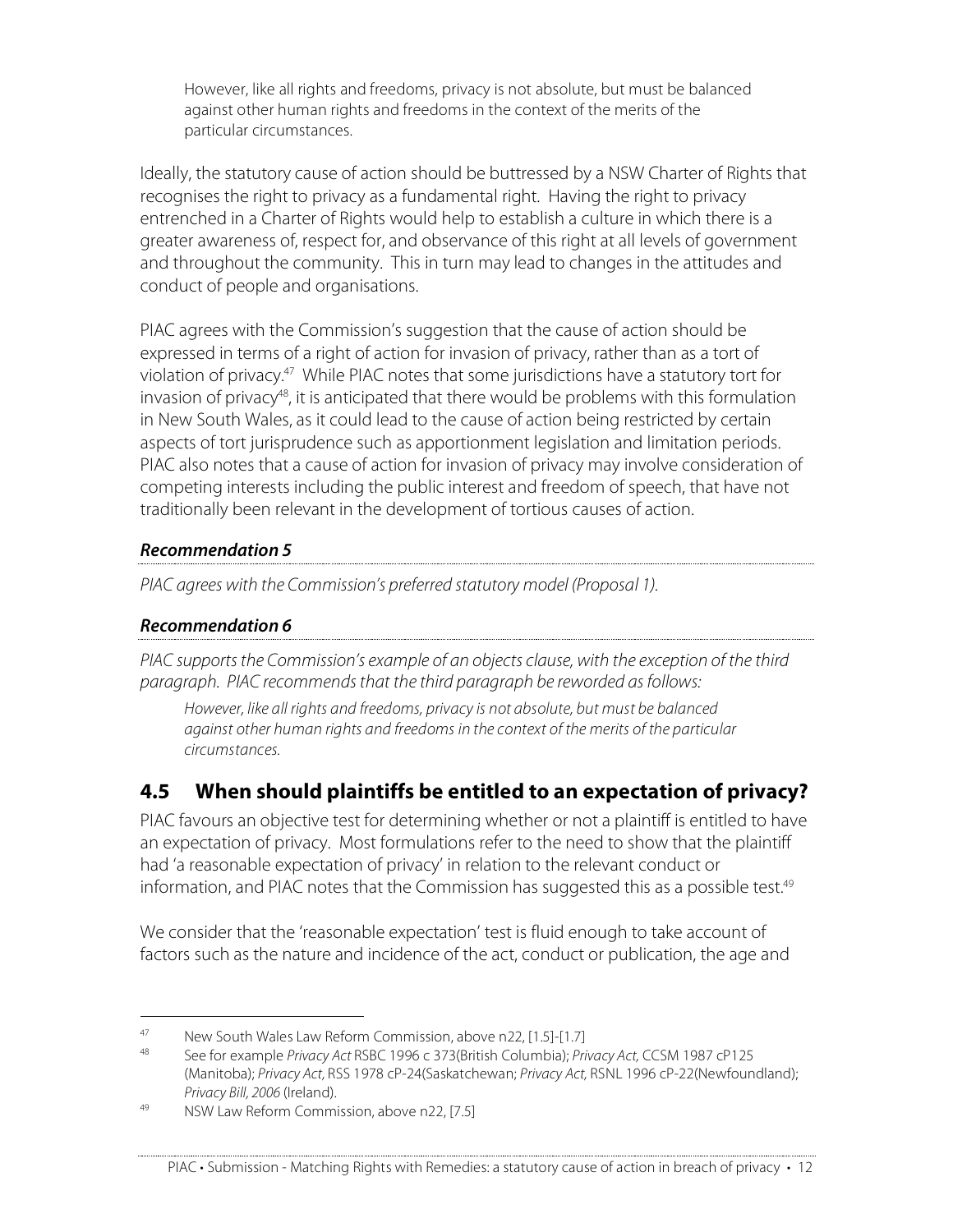> However, like all rights and freedoms, privacy is not absolute, but must be balanced against other human rights and freedoms in the context of the merits of the particular circumstances.

Ideally, the statutory cause of action should be buttressed by a NSW Charter of Rights that recognises the right to privacy as a fundamental right. Having the right to privacy entrenched in a Charter of Rights would help to establish a culture in which there is a greater awareness of, respect for, and observance of this right at all levels of government and throughout the community. This in turn may lead to changes in the attitudes and conduct of people and organisations.

PIAC agrees with the Commission's suggestion that the cause of action should be expressed in terms of a right of action for invasion of privacy, rather than as a tort of violation of privacy.[47] While PIAC notes that some jurisdictions have a statutory tort for invasion of privacy[48], it is anticipated that there would be problems with this formulation in New South Wales, as it could lead to the cause of action being restricted by certain aspects of tort jurisprudence such as apportionment legislation and limitation periods. PIAC also notes that a cause of action for invasion of privacy may involve consideration of competing interests including the public interest and freedom of speech, that have not traditionally been relevant in the development of tortious causes of action.

***Recommendation 5***

*PIAC agrees with the Commission's preferred statutory model (Proposal 1).*

***Recommendation 6***

*PIAC supports the Commission's example of an objects clause, with the exception of the third paragraph. PIAC recommends that the third paragraph be reworded as follows:*

> *However, like all rights and freedoms, privacy is not absolute, but must be balanced against other human rights and freedoms in the context of the merits of the particular circumstances.*

## 4.5 When should plaintiffs be entitled to an expectation of privacy?

PIAC favours an objective test for determining whether or not a plaintiff is entitled to have an expectation of privacy. Most formulations refer to the need to show that the plaintiff had 'a reasonable expectation of privacy' in relation to the relevant conduct or information, and PIAC notes that the Commission has suggested this as a possible test.[49]

We consider that the 'reasonable expectation' test is fluid enough to take account of factors such as the nature and incidence of the act, conduct or publication, the age and

---

[47] New South Wales Law Reform Commission, above n22, [1.5]-[1.7]

[48] See for example *Privacy Act* RSBC 1996 c 373(British Columbia); *Privacy Act,* CCSM 1987 cP125 (Manitoba); *Privacy Act*, RSS 1978 cP-24(Saskatchewan; *Privacy Act,* RSNL 1996 cP-22(Newfoundland); *Privacy Bill, 2006* (Ireland).

[49] NSW Law Reform Commission, above n22, [7.5]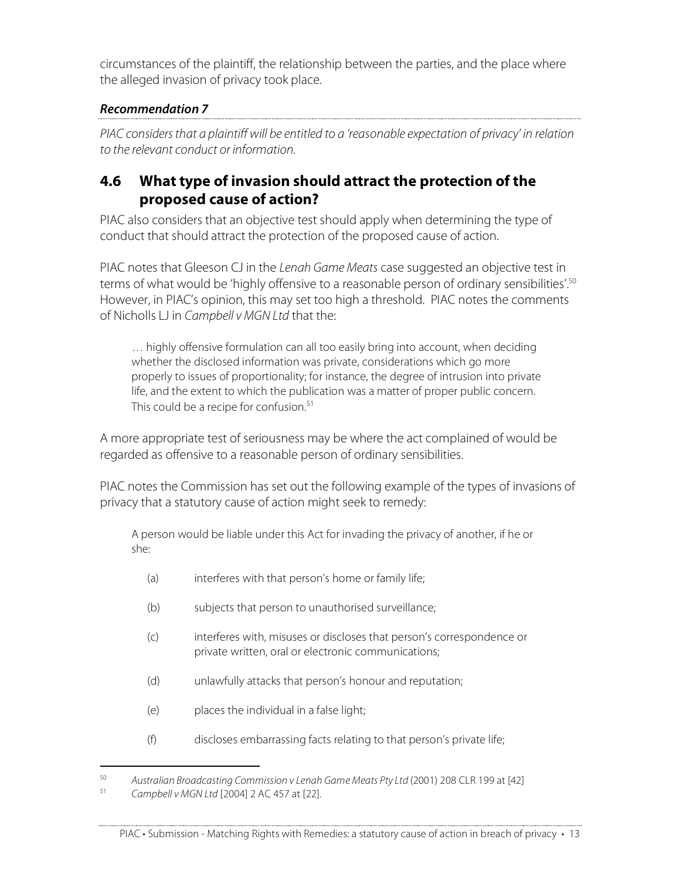circumstances of the plaintiff, the relationship between the parties, and the place where the alleged invasion of privacy took place.

***Recommendation 7***

*PIAC considers that a plaintiff will be entitled to a 'reasonable expectation of privacy' in relation to the relevant conduct or information.*

## 4.6 What type of invasion should attract the protection of the proposed cause of action?

PIAC also considers that an objective test should apply when determining the type of conduct that should attract the protection of the proposed cause of action.

PIAC notes that Gleeson CJ in the *Lenah Game Meats* case suggested an objective test in terms of what would be 'highly offensive to a reasonable person of ordinary sensibilities'.[50] However, in PIAC's opinion, this may set too high a threshold. PIAC notes the comments of Nicholls LJ in *Campbell v MGN Ltd* that the:

> … highly offensive formulation can all too easily bring into account, when deciding whether the disclosed information was private, considerations which go more properly to issues of proportionality; for instance, the degree of intrusion into private life, and the extent to which the publication was a matter of proper public concern. This could be a recipe for confusion.[51]

A more appropriate test of seriousness may be where the act complained of would be regarded as offensive to a reasonable person of ordinary sensibilities.

PIAC notes the Commission has set out the following example of the types of invasions of privacy that a statutory cause of action might seek to remedy:

> A person would be liable under this Act for invading the privacy of another, if he or she:
>
> (a) interferes with that person's home or family life;
>
> (b) subjects that person to unauthorised surveillance;
>
> (c) interferes with, misuses or discloses that person's correspondence or private written, oral or electronic communications;
>
> (d) unlawfully attacks that person's honour and reputation;
>
> (e) places the individual in a false light;
>
> (f) discloses embarrassing facts relating to that person's private life;

---

[50] *Australian Broadcasting Commission v Lenah Game Meats Pty Ltd* (2001) 208 CLR 199 at [42]

[51] *Campbell v MGN Ltd* [2004] 2 AC 457 at [22].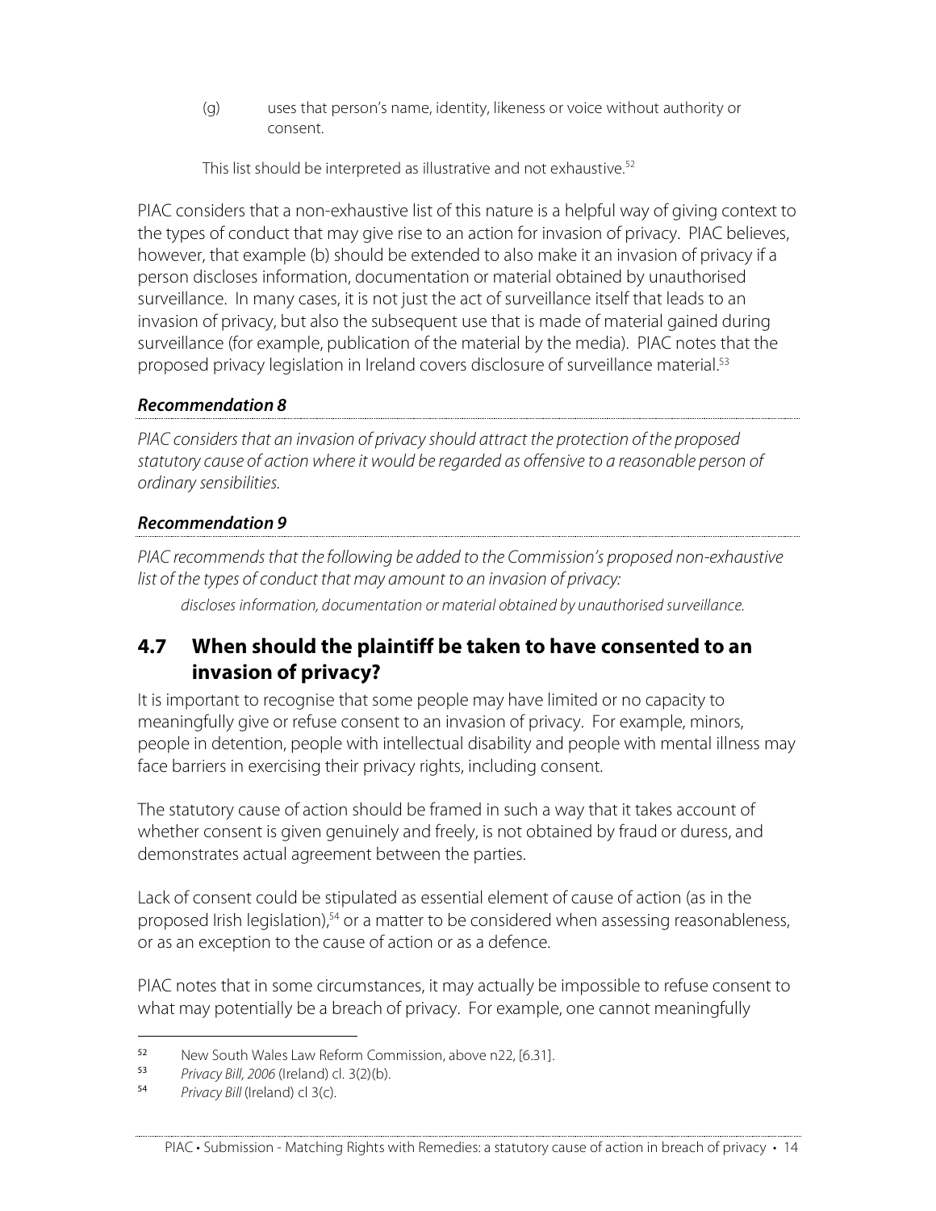(g) uses that person's name, identity, likeness or voice without authority or consent.

This list should be interpreted as illustrative and not exhaustive.[52]

PIAC considers that a non-exhaustive list of this nature is a helpful way of giving context to the types of conduct that may give rise to an action for invasion of privacy. PIAC believes, however, that example (b) should be extended to also make it an invasion of privacy if a person discloses information, documentation or material obtained by unauthorised surveillance. In many cases, it is not just the act of surveillance itself that leads to an invasion of privacy, but also the subsequent use that is made of material gained during surveillance (for example, publication of the material by the media). PIAC notes that the proposed privacy legislation in Ireland covers disclosure of surveillance material.[53]

***Recommendation 8***

*PIAC considers that an invasion of privacy should attract the protection of the proposed statutory cause of action where it would be regarded as offensive to a reasonable person of ordinary sensibilities.*

***Recommendation 9***

*PIAC recommends that the following be added to the Commission's proposed non-exhaustive list of the types of conduct that may amount to an invasion of privacy:*

*discloses information, documentation or material obtained by unauthorised surveillance.*

## 4.7 When should the plaintiff be taken to have consented to an invasion of privacy?

It is important to recognise that some people may have limited or no capacity to meaningfully give or refuse consent to an invasion of privacy. For example, minors, people in detention, people with intellectual disability and people with mental illness may face barriers in exercising their privacy rights, including consent.

The statutory cause of action should be framed in such a way that it takes account of whether consent is given genuinely and freely, is not obtained by fraud or duress, and demonstrates actual agreement between the parties.

Lack of consent could be stipulated as essential element of cause of action (as in the proposed Irish legislation),[54] or a matter to be considered when assessing reasonableness, or as an exception to the cause of action or as a defence.

PIAC notes that in some circumstances, it may actually be impossible to refuse consent to what may potentially be a breach of privacy. For example, one cannot meaningfully

---

52 New South Wales Law Reform Commission, above n22, [6.31].

53 *Privacy Bill, 2006* (Ireland) cl. 3(2)(b).

54 *Privacy Bill* (Ireland) cl 3(c).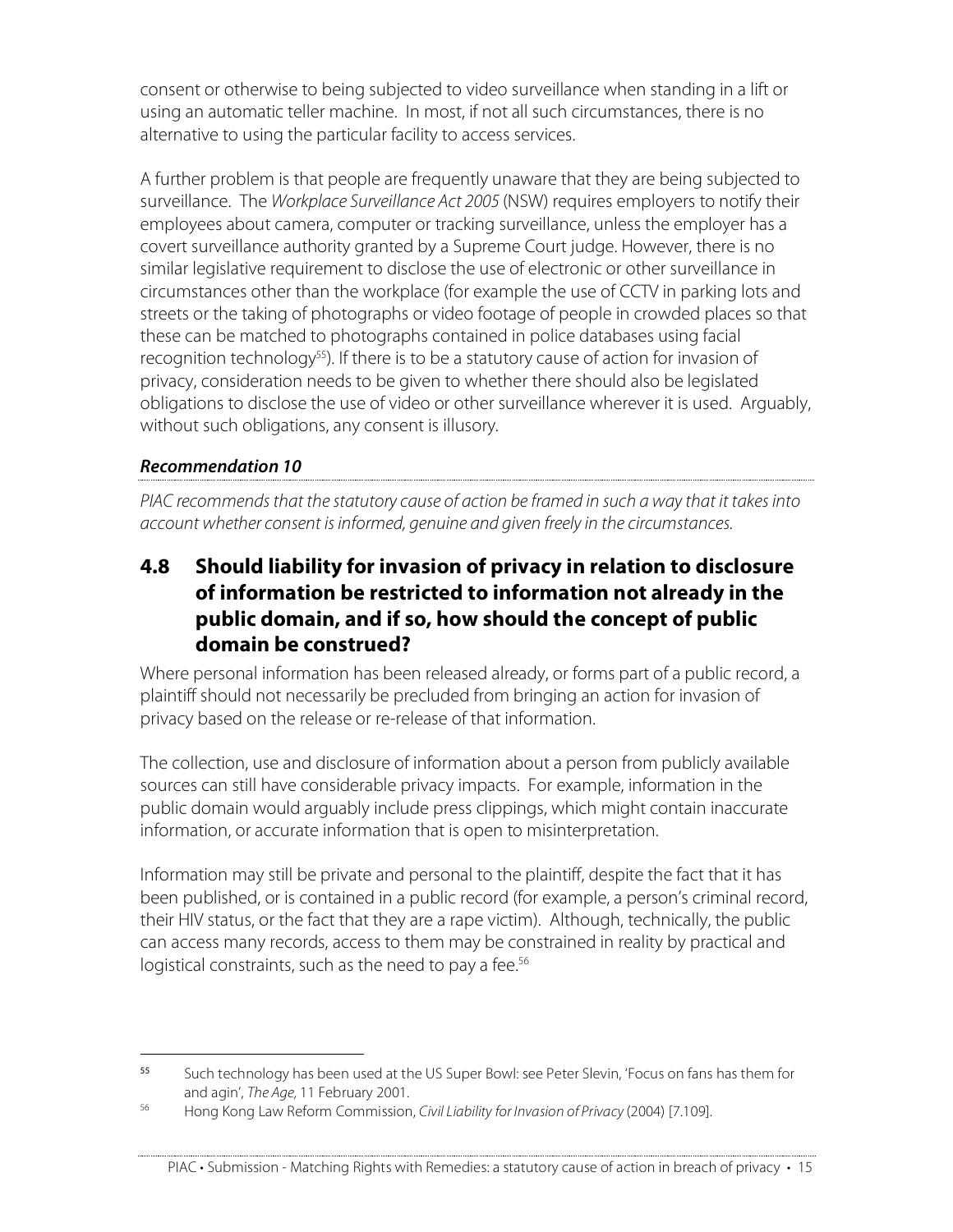consent or otherwise to being subjected to video surveillance when standing in a lift or using an automatic teller machine. In most, if not all such circumstances, there is no alternative to using the particular facility to access services.

A further problem is that people are frequently unaware that they are being subjected to surveillance. The *Workplace Surveillance Act 2005* (NSW) requires employers to notify their employees about camera, computer or tracking surveillance, unless the employer has a covert surveillance authority granted by a Supreme Court judge. However, there is no similar legislative requirement to disclose the use of electronic or other surveillance in circumstances other than the workplace (for example the use of CCTV in parking lots and streets or the taking of photographs or video footage of people in crowded places so that these can be matched to photographs contained in police databases using facial recognition technology[55]). If there is to be a statutory cause of action for invasion of privacy, consideration needs to be given to whether there should also be legislated obligations to disclose the use of video or other surveillance wherever it is used. Arguably, without such obligations, any consent is illusory.

***Recommendation 10***

*PIAC recommends that the statutory cause of action be framed in such a way that it takes into account whether consent is informed, genuine and given freely in the circumstances.*

## 4.8 Should liability for invasion of privacy in relation to disclosure of information be restricted to information not already in the public domain, and if so, how should the concept of public domain be construed?

Where personal information has been released already, or forms part of a public record, a plaintiff should not necessarily be precluded from bringing an action for invasion of privacy based on the release or re-release of that information.

The collection, use and disclosure of information about a person from publicly available sources can still have considerable privacy impacts. For example, information in the public domain would arguably include press clippings, which might contain inaccurate information, or accurate information that is open to misinterpretation.

Information may still be private and personal to the plaintiff, despite the fact that it has been published, or is contained in a public record (for example, a person's criminal record, their HIV status, or the fact that they are a rape victim). Although, technically, the public can access many records, access to them may be constrained in reality by practical and logistical constraints, such as the need to pay a fee.[56]

---

[55] Such technology has been used at the US Super Bowl: see Peter Slevin, 'Focus on fans has them for and agin', *The Age*, 11 February 2001.

[56] Hong Kong Law Reform Commission, *Civil Liability for Invasion of Privacy* (2004) [7.109].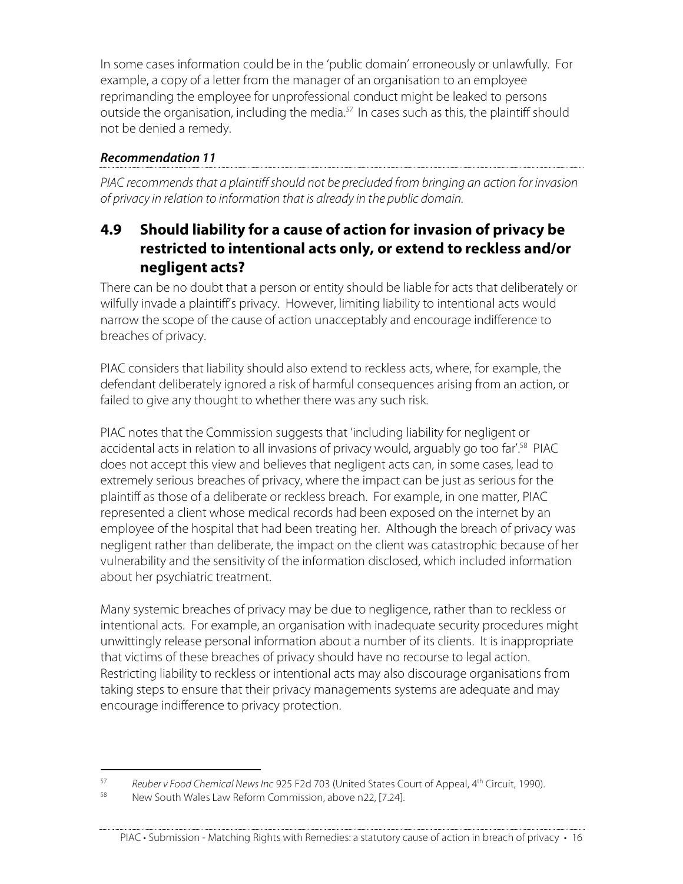In some cases information could be in the 'public domain' erroneously or unlawfully. For example, a copy of a letter from the manager of an organisation to an employee reprimanding the employee for unprofessional conduct might be leaked to persons outside the organisation, including the media.[57] In cases such as this, the plaintiff should not be denied a remedy.

***Recommendation 11***

*PIAC recommends that a plaintiff should not be precluded from bringing an action for invasion of privacy in relation to information that is already in the public domain.*

## 4.9 Should liability for a cause of action for invasion of privacy be restricted to intentional acts only, or extend to reckless and/or negligent acts?

There can be no doubt that a person or entity should be liable for acts that deliberately or wilfully invade a plaintiff's privacy. However, limiting liability to intentional acts would narrow the scope of the cause of action unacceptably and encourage indifference to breaches of privacy.

PIAC considers that liability should also extend to reckless acts, where, for example, the defendant deliberately ignored a risk of harmful consequences arising from an action, or failed to give any thought to whether there was any such risk.

PIAC notes that the Commission suggests that 'including liability for negligent or accidental acts in relation to all invasions of privacy would, arguably go too far'.[58] PIAC does not accept this view and believes that negligent acts can, in some cases, lead to extremely serious breaches of privacy, where the impact can be just as serious for the plaintiff as those of a deliberate or reckless breach. For example, in one matter, PIAC represented a client whose medical records had been exposed on the internet by an employee of the hospital that had been treating her. Although the breach of privacy was negligent rather than deliberate, the impact on the client was catastrophic because of her vulnerability and the sensitivity of the information disclosed, which included information about her psychiatric treatment.

Many systemic breaches of privacy may be due to negligence, rather than to reckless or intentional acts. For example, an organisation with inadequate security procedures might unwittingly release personal information about a number of its clients. It is inappropriate that victims of these breaches of privacy should have no recourse to legal action. Restricting liability to reckless or intentional acts may also discourage organisations from taking steps to ensure that their privacy managements systems are adequate and may encourage indifference to privacy protection.

---

[57] *Reuber v Food Chemical News Inc* 925 F2d 703 (United States Court of Appeal, 4th Circuit, 1990).

[58] New South Wales Law Reform Commission, above n22, [7.24].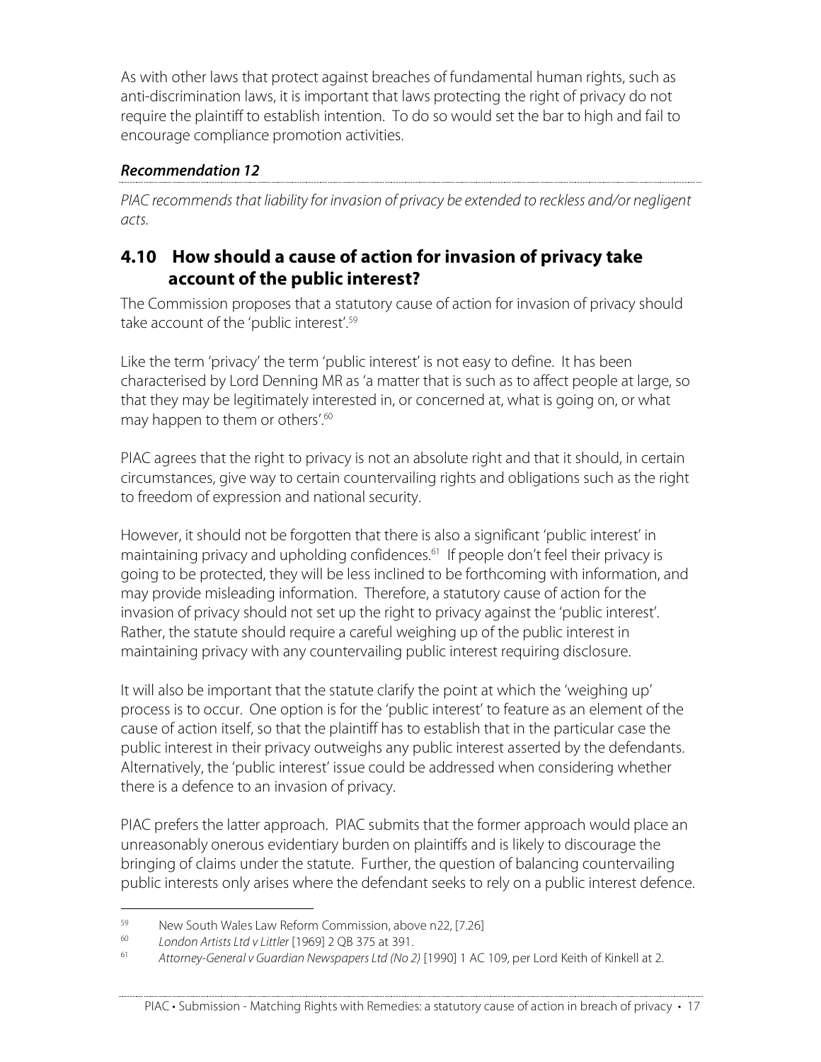As with other laws that protect against breaches of fundamental human rights, such as anti-discrimination laws, it is important that laws protecting the right of privacy do not require the plaintiff to establish intention. To do so would set the bar to high and fail to encourage compliance promotion activities.

***Recommendation 12***

*PIAC recommends that liability for invasion of privacy be extended to reckless and/or negligent acts.*

## 4.10 How should a cause of action for invasion of privacy take account of the public interest?

The Commission proposes that a statutory cause of action for invasion of privacy should take account of the 'public interest'.[59]

Like the term 'privacy' the term 'public interest' is not easy to define. It has been characterised by Lord Denning MR as 'a matter that is such as to affect people at large, so that they may be legitimately interested in, or concerned at, what is going on, or what may happen to them or others'.[60]

PIAC agrees that the right to privacy is not an absolute right and that it should, in certain circumstances, give way to certain countervailing rights and obligations such as the right to freedom of expression and national security.

However, it should not be forgotten that there is also a significant 'public interest' in maintaining privacy and upholding confidences.[61] If people don't feel their privacy is going to be protected, they will be less inclined to be forthcoming with information, and may provide misleading information. Therefore, a statutory cause of action for the invasion of privacy should not set up the right to privacy against the 'public interest'. Rather, the statute should require a careful weighing up of the public interest in maintaining privacy with any countervailing public interest requiring disclosure.

It will also be important that the statute clarify the point at which the 'weighing up' process is to occur. One option is for the 'public interest' to feature as an element of the cause of action itself, so that the plaintiff has to establish that in the particular case the public interest in their privacy outweighs any public interest asserted by the defendants. Alternatively, the 'public interest' issue could be addressed when considering whether there is a defence to an invasion of privacy.

PIAC prefers the latter approach. PIAC submits that the former approach would place an unreasonably onerous evidentiary burden on plaintiffs and is likely to discourage the bringing of claims under the statute. Further, the question of balancing countervailing public interests only arises where the defendant seeks to rely on a public interest defence.

---

59 New South Wales Law Reform Commission, above n22, [7.26]

60 *London Artists Ltd v Littler* [1969] 2 QB 375 at 391.

61 *Attorney-General v Guardian Newspapers Ltd (No 2)* [1990] 1 AC 109, per Lord Keith of Kinkell at 2.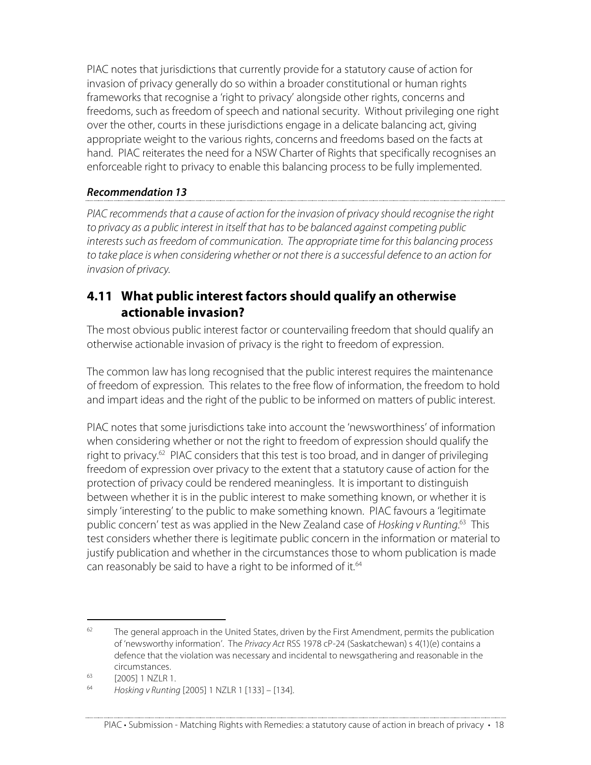PIAC notes that jurisdictions that currently provide for a statutory cause of action for invasion of privacy generally do so within a broader constitutional or human rights frameworks that recognise a 'right to privacy' alongside other rights, concerns and freedoms, such as freedom of speech and national security. Without privileging one right over the other, courts in these jurisdictions engage in a delicate balancing act, giving appropriate weight to the various rights, concerns and freedoms based on the facts at hand. PIAC reiterates the need for a NSW Charter of Rights that specifically recognises an enforceable right to privacy to enable this balancing process to be fully implemented.

***Recommendation 13***

*PIAC recommends that a cause of action for the invasion of privacy should recognise the right to privacy as a public interest in itself that has to be balanced against competing public interests such as freedom of communication. The appropriate time for this balancing process to take place is when considering whether or not there is a successful defence to an action for invasion of privacy.*

## 4.11 What public interest factors should qualify an otherwise actionable invasion?

The most obvious public interest factor or countervailing freedom that should qualify an otherwise actionable invasion of privacy is the right to freedom of expression.

The common law has long recognised that the public interest requires the maintenance of freedom of expression. This relates to the free flow of information, the freedom to hold and impart ideas and the right of the public to be informed on matters of public interest.

PIAC notes that some jurisdictions take into account the 'newsworthiness' of information when considering whether or not the right to freedom of expression should qualify the right to privacy.[62] PIAC considers that this test is too broad, and in danger of privileging freedom of expression over privacy to the extent that a statutory cause of action for the protection of privacy could be rendered meaningless. It is important to distinguish between whether it is in the public interest to make something known, or whether it is simply 'interesting' to the public to make something known. PIAC favours a 'legitimate public concern' test as was applied in the New Zealand case of *Hosking v Runting*.[63] This test considers whether there is legitimate public concern in the information or material to justify publication and whether in the circumstances those to whom publication is made can reasonably be said to have a right to be informed of it.[64]

---

[62] The general approach in the United States, driven by the First Amendment, permits the publication of 'newsworthy information'. The *Privacy Act* RSS 1978 cP-24 (Saskatchewan) s 4(1)(e) contains a defence that the violation was necessary and incidental to newsgathering and reasonable in the circumstances.

[63] [2005] 1 NZLR 1.

[64] *Hosking v Runting* [2005] 1 NZLR 1 [133] – [134].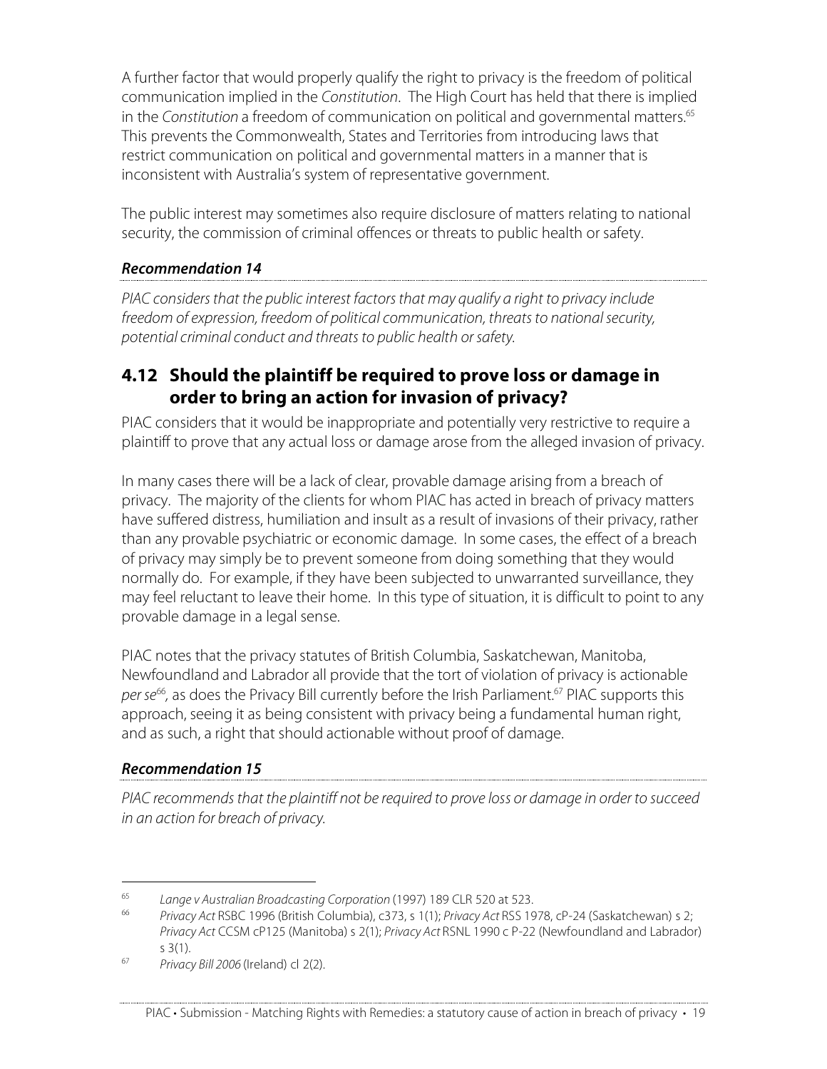A further factor that would properly qualify the right to privacy is the freedom of political communication implied in the *Constitution*. The High Court has held that there is implied in the *Constitution* a freedom of communication on political and governmental matters.[65] This prevents the Commonwealth, States and Territories from introducing laws that restrict communication on political and governmental matters in a manner that is inconsistent with Australia's system of representative government.

The public interest may sometimes also require disclosure of matters relating to national security, the commission of criminal offences or threats to public health or safety.

***Recommendation 14***

*PIAC considers that the public interest factors that may qualify a right to privacy include freedom of expression, freedom of political communication, threats to national security, potential criminal conduct and threats to public health or safety.*

## 4.12 Should the plaintiff be required to prove loss or damage in order to bring an action for invasion of privacy?

PIAC considers that it would be inappropriate and potentially very restrictive to require a plaintiff to prove that any actual loss or damage arose from the alleged invasion of privacy.

In many cases there will be a lack of clear, provable damage arising from a breach of privacy. The majority of the clients for whom PIAC has acted in breach of privacy matters have suffered distress, humiliation and insult as a result of invasions of their privacy, rather than any provable psychiatric or economic damage. In some cases, the effect of a breach of privacy may simply be to prevent someone from doing something that they would normally do. For example, if they have been subjected to unwarranted surveillance, they may feel reluctant to leave their home. In this type of situation, it is difficult to point to any provable damage in a legal sense.

PIAC notes that the privacy statutes of British Columbia, Saskatchewan, Manitoba, Newfoundland and Labrador all provide that the tort of violation of privacy is actionable *per se*[66], as does the Privacy Bill currently before the Irish Parliament.[67] PIAC supports this approach, seeing it as being consistent with privacy being a fundamental human right, and as such, a right that should actionable without proof of damage.

***Recommendation 15***

*PIAC recommends that the plaintiff not be required to prove loss or damage in order to succeed in an action for breach of privacy.*

---

[65] *Lange v Australian Broadcasting Corporation* (1997) 189 CLR 520 at 523.

[66] *Privacy Act* RSBC 1996 (British Columbia), c373, s 1(1); *Privacy Act* RSS 1978, cP-24 (Saskatchewan) s 2; *Privacy Act* CCSM cP125 (Manitoba) s 2(1); *Privacy Act* RSNL 1990 c P-22 (Newfoundland and Labrador) s 3(1).

[67] *Privacy Bill 2006* (Ireland) cl 2(2).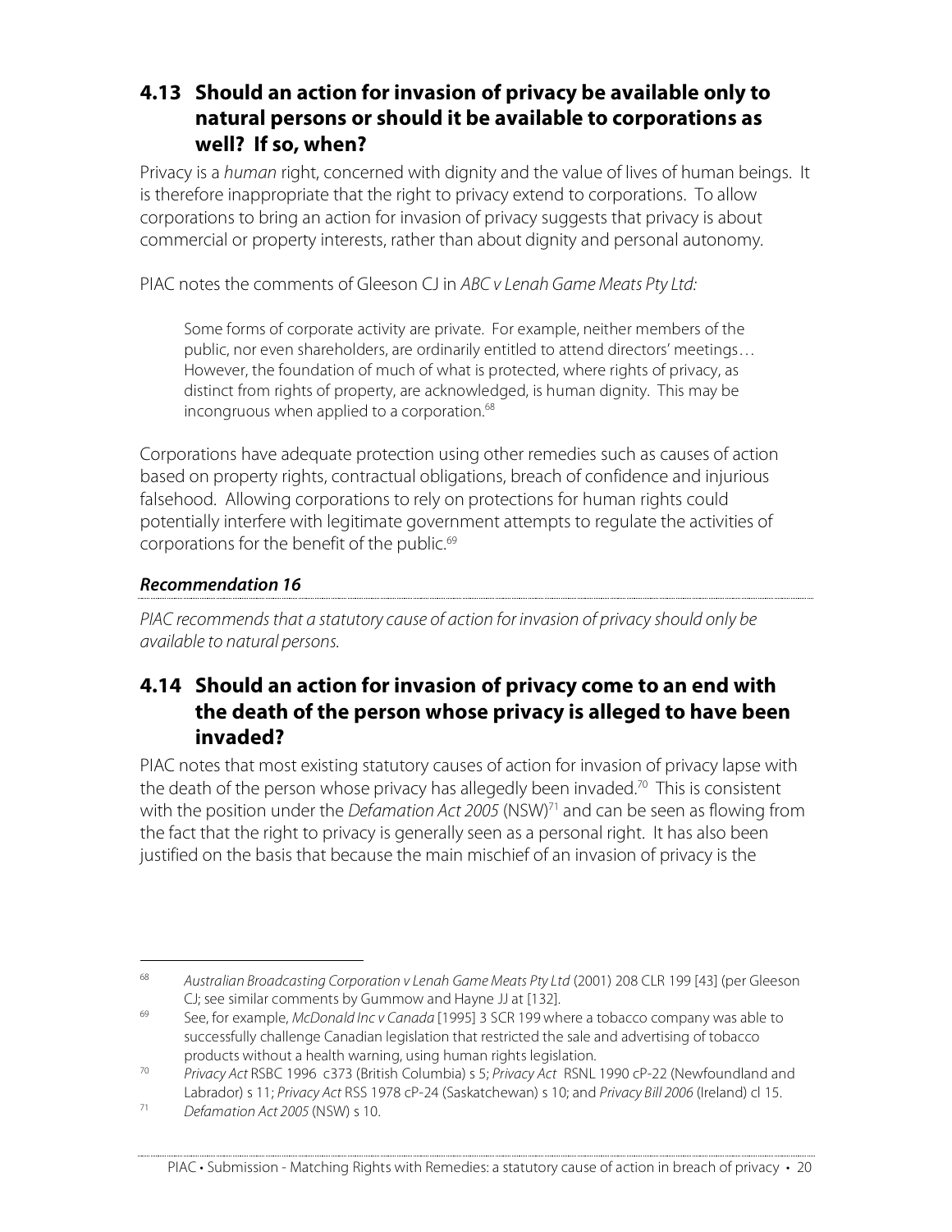## 4.13 Should an action for invasion of privacy be available only to natural persons or should it be available to corporations as well? If so, when?

Privacy is a *human* right, concerned with dignity and the value of lives of human beings. It is therefore inappropriate that the right to privacy extend to corporations. To allow corporations to bring an action for invasion of privacy suggests that privacy is about commercial or property interests, rather than about dignity and personal autonomy.

PIAC notes the comments of Gleeson CJ in *ABC v Lenah Game Meats Pty Ltd:*

> Some forms of corporate activity are private. For example, neither members of the public, nor even shareholders, are ordinarily entitled to attend directors' meetings… However, the foundation of much of what is protected, where rights of privacy, as distinct from rights of property, are acknowledged, is human dignity. This may be incongruous when applied to a corporation.[68]

Corporations have adequate protection using other remedies such as causes of action based on property rights, contractual obligations, breach of confidence and injurious falsehood. Allowing corporations to rely on protections for human rights could potentially interfere with legitimate government attempts to regulate the activities of corporations for the benefit of the public.[69]

### *Recommendation 16*

*PIAC recommends that a statutory cause of action for invasion of privacy should only be available to natural persons.*

## 4.14 Should an action for invasion of privacy come to an end with the death of the person whose privacy is alleged to have been invaded?

PIAC notes that most existing statutory causes of action for invasion of privacy lapse with the death of the person whose privacy has allegedly been invaded.[70] This is consistent with the position under the *Defamation Act 2005* (NSW)[71] and can be seen as flowing from the fact that the right to privacy is generally seen as a personal right. It has also been justified on the basis that because the main mischief of an invasion of privacy is the

---

[68] *Australian Broadcasting Corporation v Lenah Game Meats Pty Ltd* (2001) 208 CLR 199 [43] (per Gleeson CJ; see similar comments by Gummow and Hayne JJ at [132].

[69] See, for example, *McDonald Inc v Canada* [1995] 3 SCR 199 where a tobacco company was able to successfully challenge Canadian legislation that restricted the sale and advertising of tobacco products without a health warning, using human rights legislation.

[70] *Privacy Act* RSBC 1996 c373 (British Columbia) s 5; *Privacy Act* RSNL 1990 cP-22 (Newfoundland and Labrador) s 11; *Privacy Act* RSS 1978 cP-24 (Saskatchewan) s 10; and *Privacy Bill 2006* (Ireland) cl 15.

[71] *Defamation Act 2005* (NSW) s 10.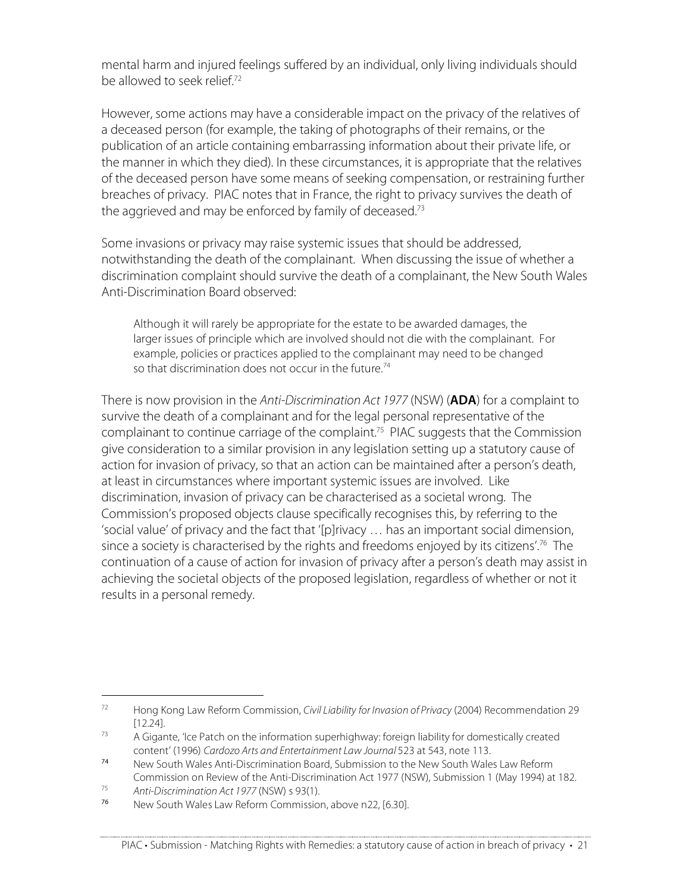mental harm and injured feelings suffered by an individual, only living individuals should be allowed to seek relief.[72]

However, some actions may have a considerable impact on the privacy of the relatives of a deceased person (for example, the taking of photographs of their remains, or the publication of an article containing embarrassing information about their private life, or the manner in which they died). In these circumstances, it is appropriate that the relatives of the deceased person have some means of seeking compensation, or restraining further breaches of privacy. PIAC notes that in France, the right to privacy survives the death of the aggrieved and may be enforced by family of deceased.[73]

Some invasions or privacy may raise systemic issues that should be addressed, notwithstanding the death of the complainant. When discussing the issue of whether a discrimination complaint should survive the death of a complainant, the New South Wales Anti-Discrimination Board observed:

> Although it will rarely be appropriate for the estate to be awarded damages, the larger issues of principle which are involved should not die with the complainant. For example, policies or practices applied to the complainant may need to be changed so that discrimination does not occur in the future.[74]

There is now provision in the *Anti-Discrimination Act 1977* (NSW) (**ADA**) for a complaint to survive the death of a complainant and for the legal personal representative of the complainant to continue carriage of the complaint.[75] PIAC suggests that the Commission give consideration to a similar provision in any legislation setting up a statutory cause of action for invasion of privacy, so that an action can be maintained after a person's death, at least in circumstances where important systemic issues are involved. Like discrimination, invasion of privacy can be characterised as a societal wrong. The Commission's proposed objects clause specifically recognises this, by referring to the 'social value' of privacy and the fact that '[p]rivacy … has an important social dimension, since a society is characterised by the rights and freedoms enjoyed by its citizens'.[76] The continuation of a cause of action for invasion of privacy after a person's death may assist in achieving the societal objects of the proposed legislation, regardless of whether or not it results in a personal remedy.

---

[72] Hong Kong Law Reform Commission, *Civil Liability for Invasion of Privacy* (2004) Recommendation 29 [12.24].

[73] A Gigante, 'Ice Patch on the information superhighway: foreign liability for domestically created content' (1996) *Cardozo Arts and Entertainment Law Journal* 523 at 543, note 113.

[74] New South Wales Anti-Discrimination Board, Submission to the New South Wales Law Reform Commission on Review of the Anti-Discrimination Act 1977 (NSW), Submission 1 (May 1994) at 182.

[75] *Anti-Discrimination Act 1977* (NSW) s 93(1).

[76] New South Wales Law Reform Commission, above n22, [6.30].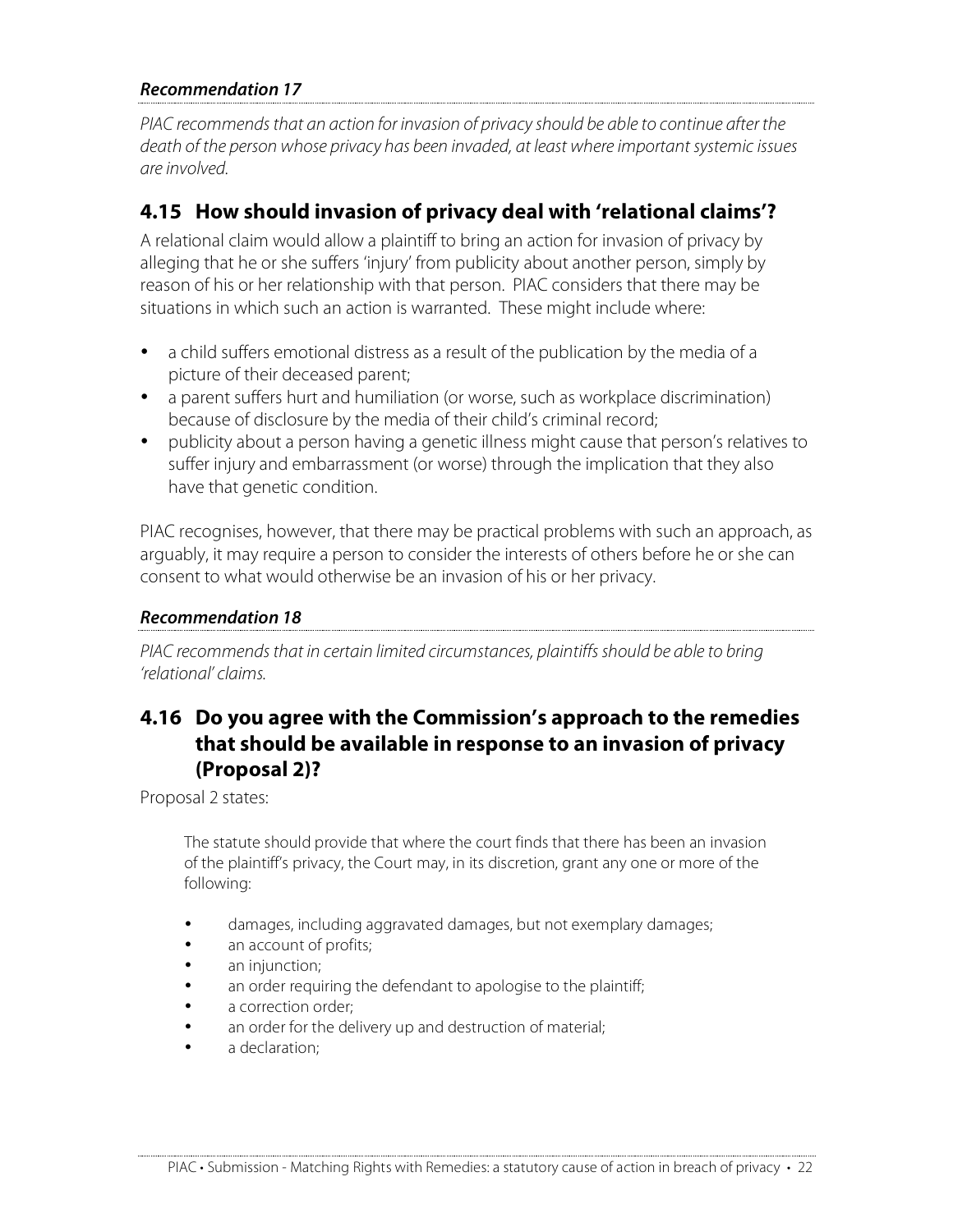***Recommendation 17***

*PIAC recommends that an action for invasion of privacy should be able to continue after the death of the person whose privacy has been invaded, at least where important systemic issues are involved.*

## 4.15 How should invasion of privacy deal with 'relational claims'?

A relational claim would allow a plaintiff to bring an action for invasion of privacy by alleging that he or she suffers 'injury' from publicity about another person, simply by reason of his or her relationship with that person. PIAC considers that there may be situations in which such an action is warranted. These might include where:

- a child suffers emotional distress as a result of the publication by the media of a picture of their deceased parent;
- a parent suffers hurt and humiliation (or worse, such as workplace discrimination) because of disclosure by the media of their child's criminal record;
- publicity about a person having a genetic illness might cause that person's relatives to suffer injury and embarrassment (or worse) through the implication that they also have that genetic condition.

PIAC recognises, however, that there may be practical problems with such an approach, as arguably, it may require a person to consider the interests of others before he or she can consent to what would otherwise be an invasion of his or her privacy.

***Recommendation 18***

*PIAC recommends that in certain limited circumstances, plaintiffs should be able to bring 'relational' claims.*

## 4.16 Do you agree with the Commission's approach to the remedies that should be available in response to an invasion of privacy (Proposal 2)?

Proposal 2 states:

> The statute should provide that where the court finds that there has been an invasion of the plaintiff's privacy, the Court may, in its discretion, grant any one or more of the following:
>
> - damages, including aggravated damages, but not exemplary damages;
> - an account of profits;
> - an injunction;
> - an order requiring the defendant to apologise to the plaintiff;
> - a correction order;
> - an order for the delivery up and destruction of material;
> - a declaration;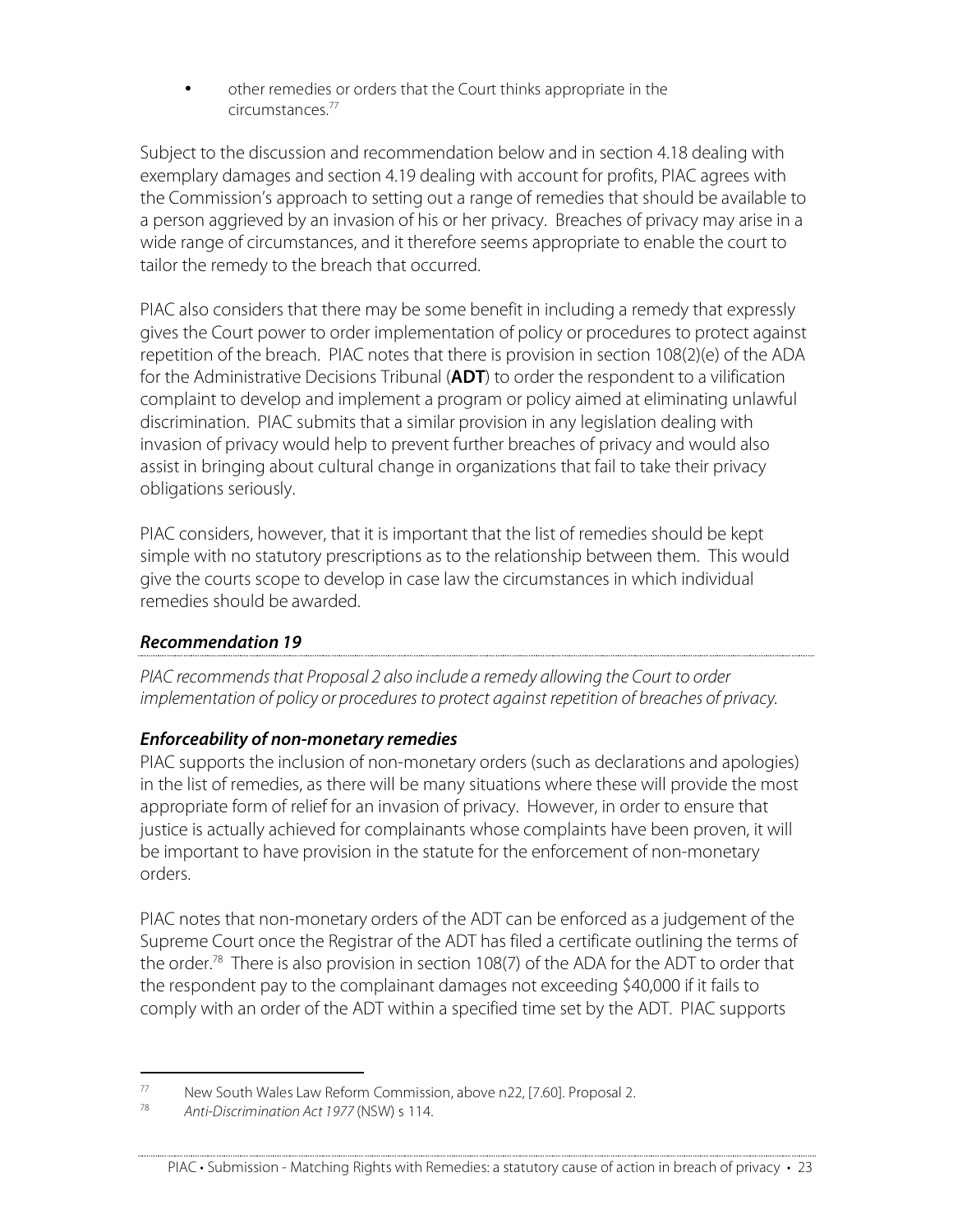- other remedies or orders that the Court thinks appropriate in the circumstances.[77]

Subject to the discussion and recommendation below and in section 4.18 dealing with exemplary damages and section 4.19 dealing with account for profits, PIAC agrees with the Commission's approach to setting out a range of remedies that should be available to a person aggrieved by an invasion of his or her privacy. Breaches of privacy may arise in a wide range of circumstances, and it therefore seems appropriate to enable the court to tailor the remedy to the breach that occurred.

PIAC also considers that there may be some benefit in including a remedy that expressly gives the Court power to order implementation of policy or procedures to protect against repetition of the breach. PIAC notes that there is provision in section 108(2)(e) of the ADA for the Administrative Decisions Tribunal (**ADT**) to order the respondent to a vilification complaint to develop and implement a program or policy aimed at eliminating unlawful discrimination. PIAC submits that a similar provision in any legislation dealing with invasion of privacy would help to prevent further breaches of privacy and would also assist in bringing about cultural change in organizations that fail to take their privacy obligations seriously.

PIAC considers, however, that it is important that the list of remedies should be kept simple with no statutory prescriptions as to the relationship between them. This would give the courts scope to develop in case law the circumstances in which individual remedies should be awarded.

### *Recommendation 19*

*PIAC recommends that Proposal 2 also include a remedy allowing the Court to order implementation of policy or procedures to protect against repetition of breaches of privacy.*

### *Enforceability of non-monetary remedies*

PIAC supports the inclusion of non-monetary orders (such as declarations and apologies) in the list of remedies, as there will be many situations where these will provide the most appropriate form of relief for an invasion of privacy. However, in order to ensure that justice is actually achieved for complainants whose complaints have been proven, it will be important to have provision in the statute for the enforcement of non-monetary orders.

PIAC notes that non-monetary orders of the ADT can be enforced as a judgement of the Supreme Court once the Registrar of the ADT has filed a certificate outlining the terms of the order.[78] There is also provision in section 108(7) of the ADA for the ADT to order that the respondent pay to the complainant damages not exceeding $40,000 if it fails to comply with an order of the ADT within a specified time set by the ADT. PIAC supports

---

[77] New South Wales Law Reform Commission, above n22, [7.60]. Proposal 2.

[78] *Anti-Discrimination Act 1977* (NSW) s 114.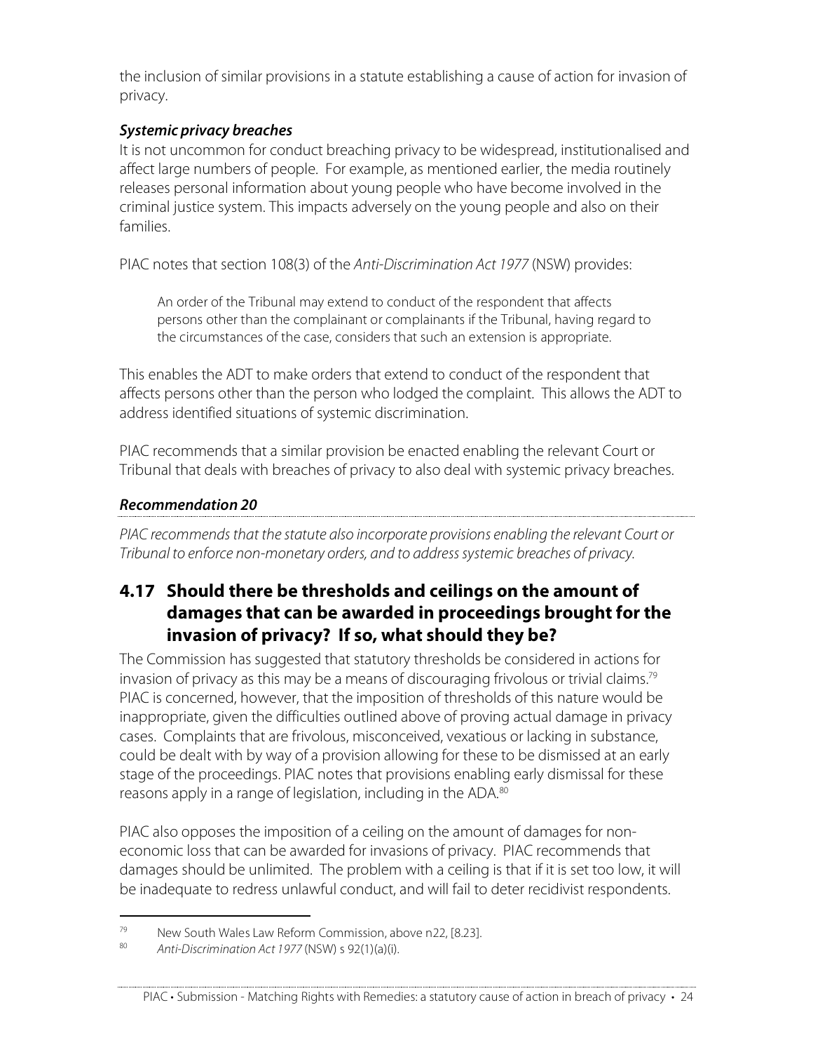the inclusion of similar provisions in a statute establishing a cause of action for invasion of privacy.

### *Systemic privacy breaches*

It is not uncommon for conduct breaching privacy to be widespread, institutionalised and affect large numbers of people. For example, as mentioned earlier, the media routinely releases personal information about young people who have become involved in the criminal justice system. This impacts adversely on the young people and also on their families.

PIAC notes that section 108(3) of the *Anti-Discrimination Act 1977* (NSW) provides:

> An order of the Tribunal may extend to conduct of the respondent that affects persons other than the complainant or complainants if the Tribunal, having regard to the circumstances of the case, considers that such an extension is appropriate.

This enables the ADT to make orders that extend to conduct of the respondent that affects persons other than the person who lodged the complaint. This allows the ADT to address identified situations of systemic discrimination.

PIAC recommends that a similar provision be enacted enabling the relevant Court or Tribunal that deals with breaches of privacy to also deal with systemic privacy breaches.

### *Recommendation 20*

*PIAC recommends that the statute also incorporate provisions enabling the relevant Court or Tribunal to enforce non-monetary orders, and to address systemic breaches of privacy.*

## 4.17 Should there be thresholds and ceilings on the amount of damages that can be awarded in proceedings brought for the invasion of privacy? If so, what should they be?

The Commission has suggested that statutory thresholds be considered in actions for invasion of privacy as this may be a means of discouraging frivolous or trivial claims.[79] PIAC is concerned, however, that the imposition of thresholds of this nature would be inappropriate, given the difficulties outlined above of proving actual damage in privacy cases. Complaints that are frivolous, misconceived, vexatious or lacking in substance, could be dealt with by way of a provision allowing for these to be dismissed at an early stage of the proceedings. PIAC notes that provisions enabling early dismissal for these reasons apply in a range of legislation, including in the ADA.[80]

PIAC also opposes the imposition of a ceiling on the amount of damages for non-economic loss that can be awarded for invasions of privacy. PIAC recommends that damages should be unlimited. The problem with a ceiling is that if it is set too low, it will be inadequate to redress unlawful conduct, and will fail to deter recidivist respondents.

---

[79] New South Wales Law Reform Commission, above n22, [8.23].

[80] *Anti-Discrimination Act 1977* (NSW) s 92(1)(a)(i).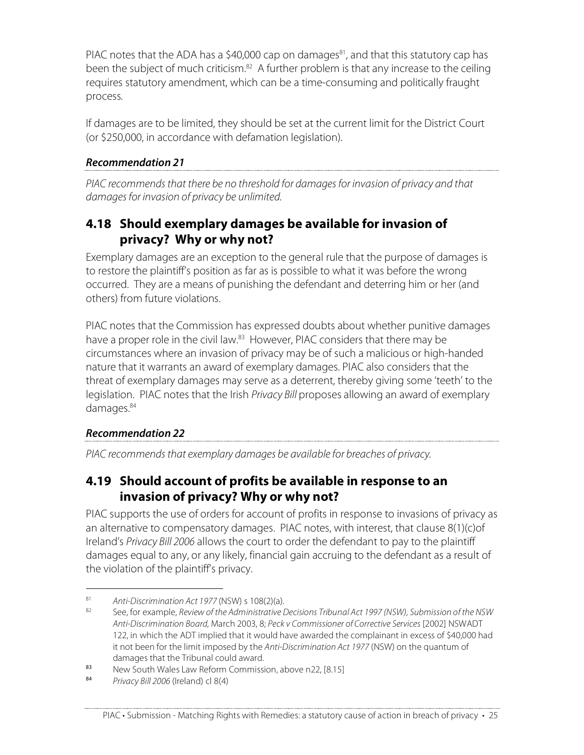PIAC notes that the ADA has a \$40,000 cap on damages[81], and that this statutory cap has been the subject of much criticism.[82] A further problem is that any increase to the ceiling requires statutory amendment, which can be a time-consuming and politically fraught process.

If damages are to be limited, they should be set at the current limit for the District Court (or \$250,000, in accordance with defamation legislation).

***Recommendation 21***

*PIAC recommends that there be no threshold for damages for invasion of privacy and that damages for invasion of privacy be unlimited.*

## 4.18 Should exemplary damages be available for invasion of privacy? Why or why not?

Exemplary damages are an exception to the general rule that the purpose of damages is to restore the plaintiff's position as far as is possible to what it was before the wrong occurred. They are a means of punishing the defendant and deterring him or her (and others) from future violations.

PIAC notes that the Commission has expressed doubts about whether punitive damages have a proper role in the civil law.[83] However, PIAC considers that there may be circumstances where an invasion of privacy may be of such a malicious or high-handed nature that it warrants an award of exemplary damages. PIAC also considers that the threat of exemplary damages may serve as a deterrent, thereby giving some 'teeth' to the legislation. PIAC notes that the Irish *Privacy Bill* proposes allowing an award of exemplary damages.[84]

***Recommendation 22***

*PIAC recommends that exemplary damages be available for breaches of privacy.*

## 4.19 Should account of profits be available in response to an invasion of privacy? Why or why not?

PIAC supports the use of orders for account of profits in response to invasions of privacy as an alternative to compensatory damages. PIAC notes, with interest, that clause 8(1)(c)of Ireland's *Privacy Bill 2006* allows the court to order the defendant to pay to the plaintiff damages equal to any, or any likely, financial gain accruing to the defendant as a result of the violation of the plaintiff's privacy.

---

[81] *Anti-Discrimination Act 1977* (NSW) s 108(2)(a).

[82] See, for example, *Review of the Administrative Decisions Tribunal Act 1997 (NSW), Submission of the NSW Anti-Discrimination Board,* March 2003, 8; *Peck v Commissioner of Corrective Services* [2002] NSWADT 122, in which the ADT implied that it would have awarded the complainant in excess of \$40,000 had it not been for the limit imposed by the *Anti-Discrimination Act 1977* (NSW) on the quantum of damages that the Tribunal could award.

[83] New South Wales Law Reform Commission, above n22, [8.15]

[84] *Privacy Bill 2006* (Ireland) cl 8(4)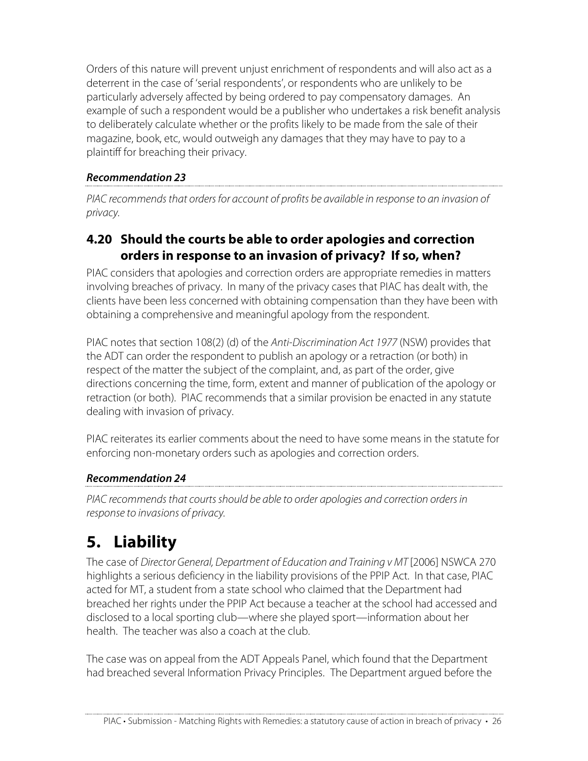Orders of this nature will prevent unjust enrichment of respondents and will also act as a deterrent in the case of 'serial respondents', or respondents who are unlikely to be particularly adversely affected by being ordered to pay compensatory damages. An example of such a respondent would be a publisher who undertakes a risk benefit analysis to deliberately calculate whether or the profits likely to be made from the sale of their magazine, book, etc, would outweigh any damages that they may have to pay to a plaintiff for breaching their privacy.

***Recommendation 23***

*PIAC recommends that orders for account of profits be available in response to an invasion of privacy.*

### 4.20 Should the courts be able to order apologies and correction orders in response to an invasion of privacy? If so, when?

PIAC considers that apologies and correction orders are appropriate remedies in matters involving breaches of privacy. In many of the privacy cases that PIAC has dealt with, the clients have been less concerned with obtaining compensation than they have been with obtaining a comprehensive and meaningful apology from the respondent.

PIAC notes that section 108(2) (d) of the *Anti-Discrimination Act 1977* (NSW) provides that the ADT can order the respondent to publish an apology or a retraction (or both) in respect of the matter the subject of the complaint, and, as part of the order, give directions concerning the time, form, extent and manner of publication of the apology or retraction (or both). PIAC recommends that a similar provision be enacted in any statute dealing with invasion of privacy.

PIAC reiterates its earlier comments about the need to have some means in the statute for enforcing non-monetary orders such as apologies and correction orders.

***Recommendation 24***

*PIAC recommends that courts should be able to order apologies and correction orders in response to invasions of privacy.*

## 5. Liability

The case of *Director General, Department of Education and Training v MT* [2006] NSWCA 270 highlights a serious deficiency in the liability provisions of the PPIP Act. In that case, PIAC acted for MT, a student from a state school who claimed that the Department had breached her rights under the PPIP Act because a teacher at the school had accessed and disclosed to a local sporting club—where she played sport—information about her health. The teacher was also a coach at the club.

The case was on appeal from the ADT Appeals Panel, which found that the Department had breached several Information Privacy Principles. The Department argued before the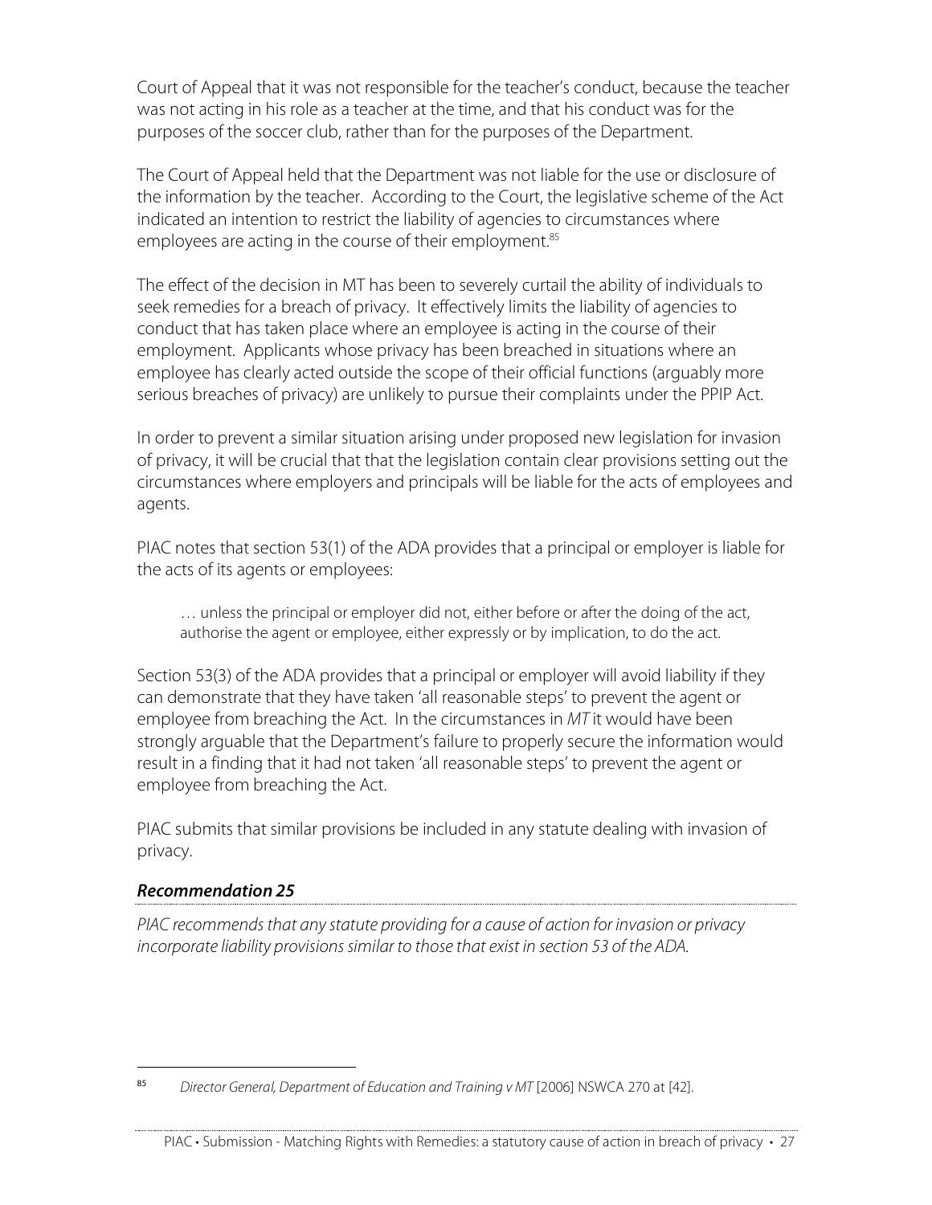Court of Appeal that it was not responsible for the teacher's conduct, because the teacher was not acting in his role as a teacher at the time, and that his conduct was for the purposes of the soccer club, rather than for the purposes of the Department.

The Court of Appeal held that the Department was not liable for the use or disclosure of the information by the teacher. According to the Court, the legislative scheme of the Act indicated an intention to restrict the liability of agencies to circumstances where employees are acting in the course of their employment.[85]

The effect of the decision in MT has been to severely curtail the ability of individuals to seek remedies for a breach of privacy. It effectively limits the liability of agencies to conduct that has taken place where an employee is acting in the course of their employment. Applicants whose privacy has been breached in situations where an employee has clearly acted outside the scope of their official functions (arguably more serious breaches of privacy) are unlikely to pursue their complaints under the PPIP Act.

In order to prevent a similar situation arising under proposed new legislation for invasion of privacy, it will be crucial that that the legislation contain clear provisions setting out the circumstances where employers and principals will be liable for the acts of employees and agents.

PIAC notes that section 53(1) of the ADA provides that a principal or employer is liable for the acts of its agents or employees:

> … unless the principal or employer did not, either before or after the doing of the act, authorise the agent or employee, either expressly or by implication, to do the act.

Section 53(3) of the ADA provides that a principal or employer will avoid liability if they can demonstrate that they have taken 'all reasonable steps' to prevent the agent or employee from breaching the Act. In the circumstances in *MT* it would have been strongly arguable that the Department's failure to properly secure the information would result in a finding that it had not taken 'all reasonable steps' to prevent the agent or employee from breaching the Act.

PIAC submits that similar provisions be included in any statute dealing with invasion of privacy.

### *Recommendation 25*

*PIAC recommends that any statute providing for a cause of action for invasion or privacy incorporate liability provisions similar to those that exist in section 53 of the ADA.*

---

[85] *Director General, Department of Education and Training v MT* [2006] NSWCA 270 at [42].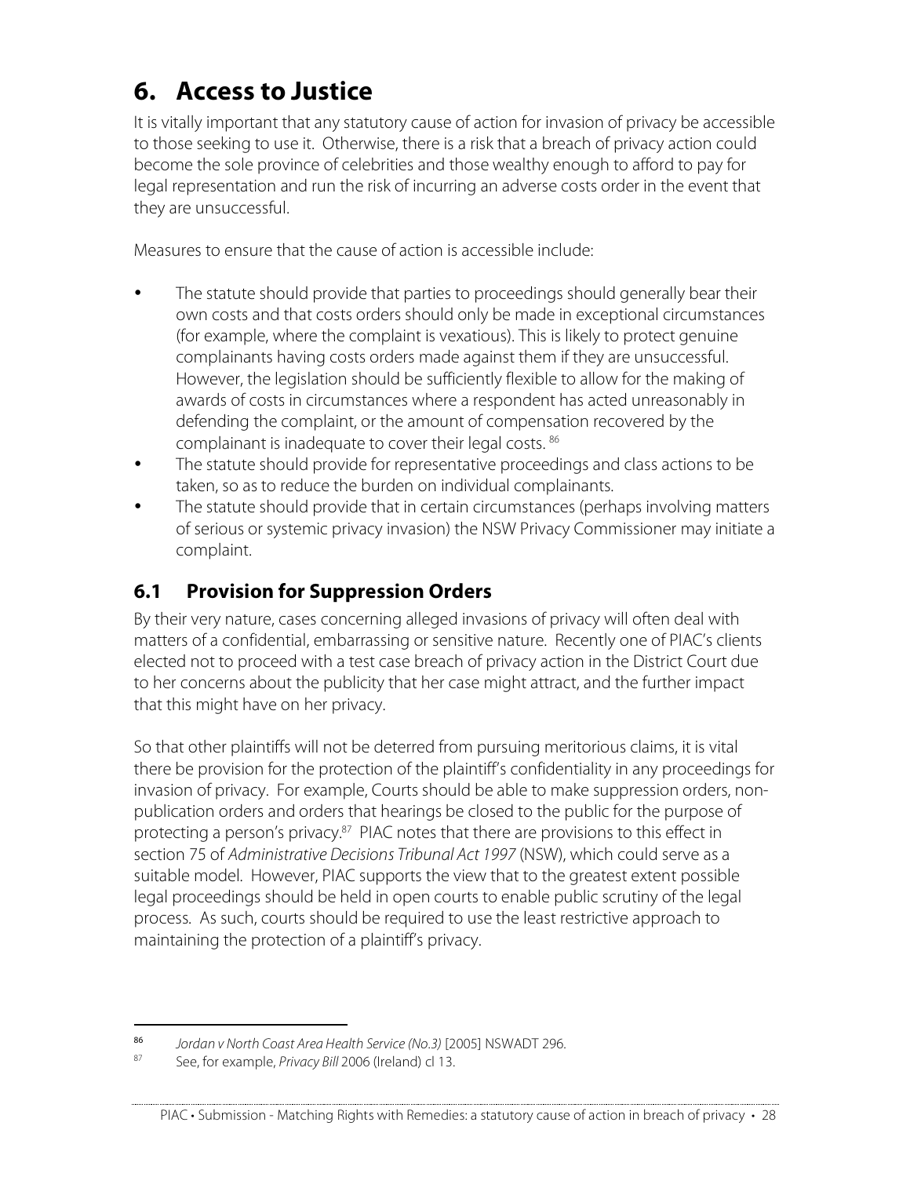# 6. Access to Justice

It is vitally important that any statutory cause of action for invasion of privacy be accessible to those seeking to use it. Otherwise, there is a risk that a breach of privacy action could become the sole province of celebrities and those wealthy enough to afford to pay for legal representation and run the risk of incurring an adverse costs order in the event that they are unsuccessful.

Measures to ensure that the cause of action is accessible include:

- The statute should provide that parties to proceedings should generally bear their own costs and that costs orders should only be made in exceptional circumstances (for example, where the complaint is vexatious). This is likely to protect genuine complainants having costs orders made against them if they are unsuccessful. However, the legislation should be sufficiently flexible to allow for the making of awards of costs in circumstances where a respondent has acted unreasonably in defending the complaint, or the amount of compensation recovered by the complainant is inadequate to cover their legal costs. [86]
- The statute should provide for representative proceedings and class actions to be taken, so as to reduce the burden on individual complainants.
- The statute should provide that in certain circumstances (perhaps involving matters of serious or systemic privacy invasion) the NSW Privacy Commissioner may initiate a complaint.

## 6.1 Provision for Suppression Orders

By their very nature, cases concerning alleged invasions of privacy will often deal with matters of a confidential, embarrassing or sensitive nature. Recently one of PIAC's clients elected not to proceed with a test case breach of privacy action in the District Court due to her concerns about the publicity that her case might attract, and the further impact that this might have on her privacy.

So that other plaintiffs will not be deterred from pursuing meritorious claims, it is vital there be provision for the protection of the plaintiff's confidentiality in any proceedings for invasion of privacy. For example, Courts should be able to make suppression orders, non-publication orders and orders that hearings be closed to the public for the purpose of protecting a person's privacy.[87] PIAC notes that there are provisions to this effect in section 75 of *Administrative Decisions Tribunal Act 1997* (NSW), which could serve as a suitable model. However, PIAC supports the view that to the greatest extent possible legal proceedings should be held in open courts to enable public scrutiny of the legal process. As such, courts should be required to use the least restrictive approach to maintaining the protection of a plaintiff's privacy.

---

[86] *Jordan v North Coast Area Health Service (No.3)* [2005] NSWADT 296.

[87] See, for example, *Privacy Bill* 2006 (Ireland) cl 13.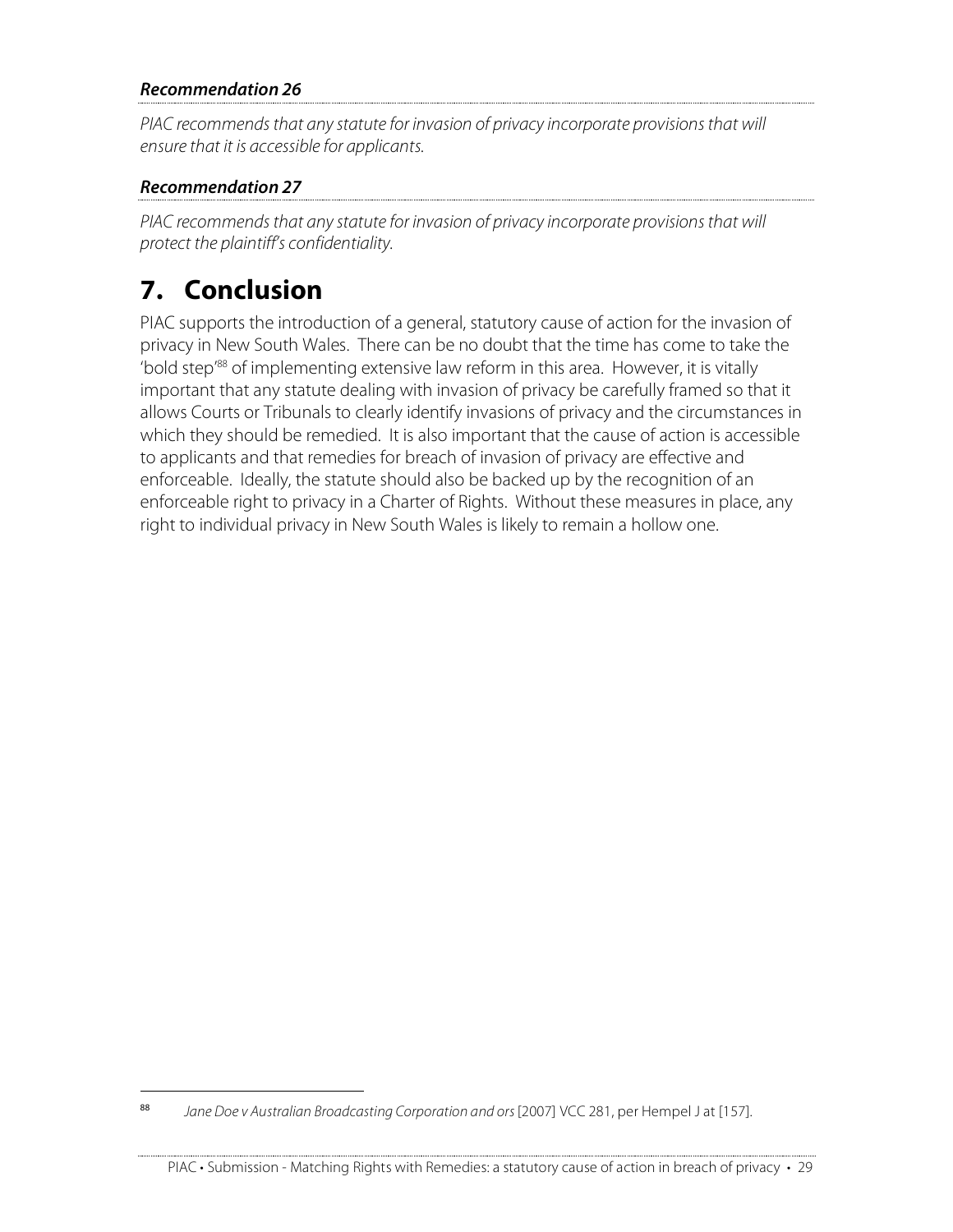***Recommendation 26***

*PIAC recommends that any statute for invasion of privacy incorporate provisions that will ensure that it is accessible for applicants.*

***Recommendation 27***

*PIAC recommends that any statute for invasion of privacy incorporate provisions that will protect the plaintiff's confidentiality.*

# 7. Conclusion

PIAC supports the introduction of a general, statutory cause of action for the invasion of privacy in New South Wales. There can be no doubt that the time has come to take the 'bold step'[88] of implementing extensive law reform in this area. However, it is vitally important that any statute dealing with invasion of privacy be carefully framed so that it allows Courts or Tribunals to clearly identify invasions of privacy and the circumstances in which they should be remedied. It is also important that the cause of action is accessible to applicants and that remedies for breach of invasion of privacy are effective and enforceable. Ideally, the statute should also be backed up by the recognition of an enforceable right to privacy in a Charter of Rights. Without these measures in place, any right to individual privacy in New South Wales is likely to remain a hollow one.

---

[88] *Jane Doe v Australian Broadcasting Corporation and ors* [2007] VCC 281, per Hempel J at [157].